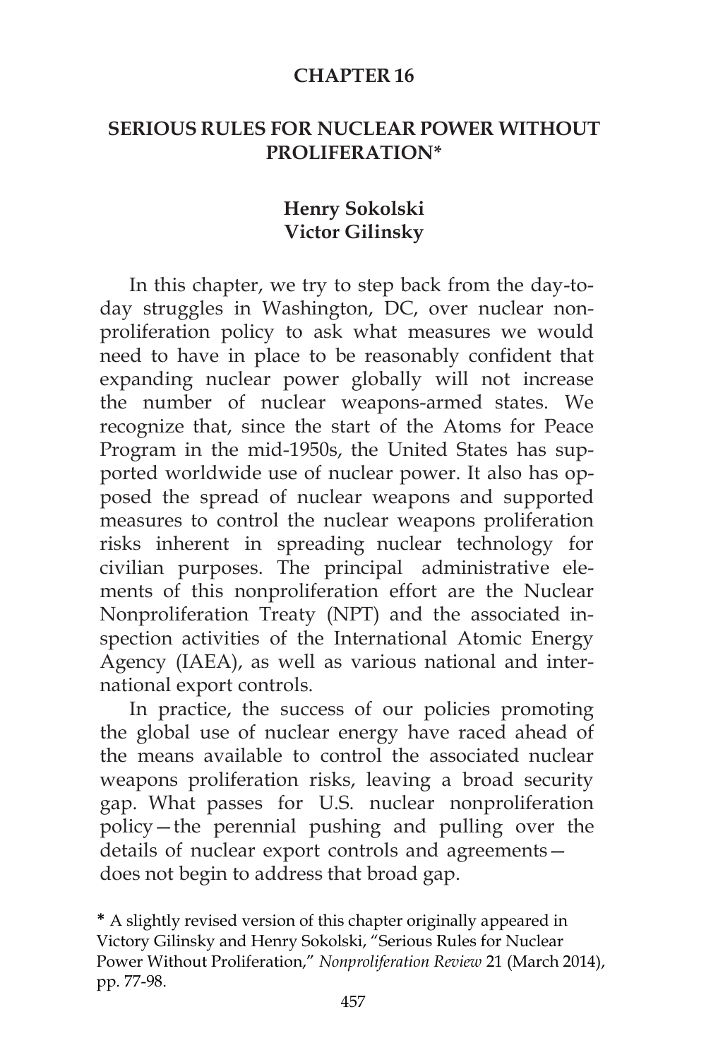# CHAPTER 16

## SERIOUS RULES FOR NUCLEAR POWER WITHOUT PROLIFERATION*

**Henry Sokolski**
**Victor Gilinsky**

In this chapter, we try to step back from the day-to-day struggles in Washington, DC, over nuclear nonproliferation policy to ask what measures we would need to have in place to be reasonably confident that expanding nuclear power globally will not increase the number of nuclear weapons-armed states. We recognize that, since the start of the Atoms for Peace Program in the mid-1950s, the United States has supported worldwide use of nuclear power. It also has opposed the spread of nuclear weapons and supported measures to control the nuclear weapons proliferation risks inherent in spreading nuclear technology for civilian purposes. The principal administrative elements of this nonproliferation effort are the Nuclear Nonproliferation Treaty (NPT) and the associated inspection activities of the International Atomic Energy Agency (IAEA), as well as various national and international export controls.

In practice, the success of our policies promoting the global use of nuclear energy have raced ahead of the means available to control the associated nuclear weapons proliferation risks, leaving a broad security gap. What passes for U.S. nuclear nonproliferation policy—the perennial pushing and pulling over the details of nuclear export controls and agreements—does not begin to address that broad gap.

* A slightly revised version of this chapter originally appeared in Victory Gilinsky and Henry Sokolski, "Serious Rules for Nuclear Power Without Proliferation," *Nonproliferation Review* 21 (March 2014), pp. 77-98.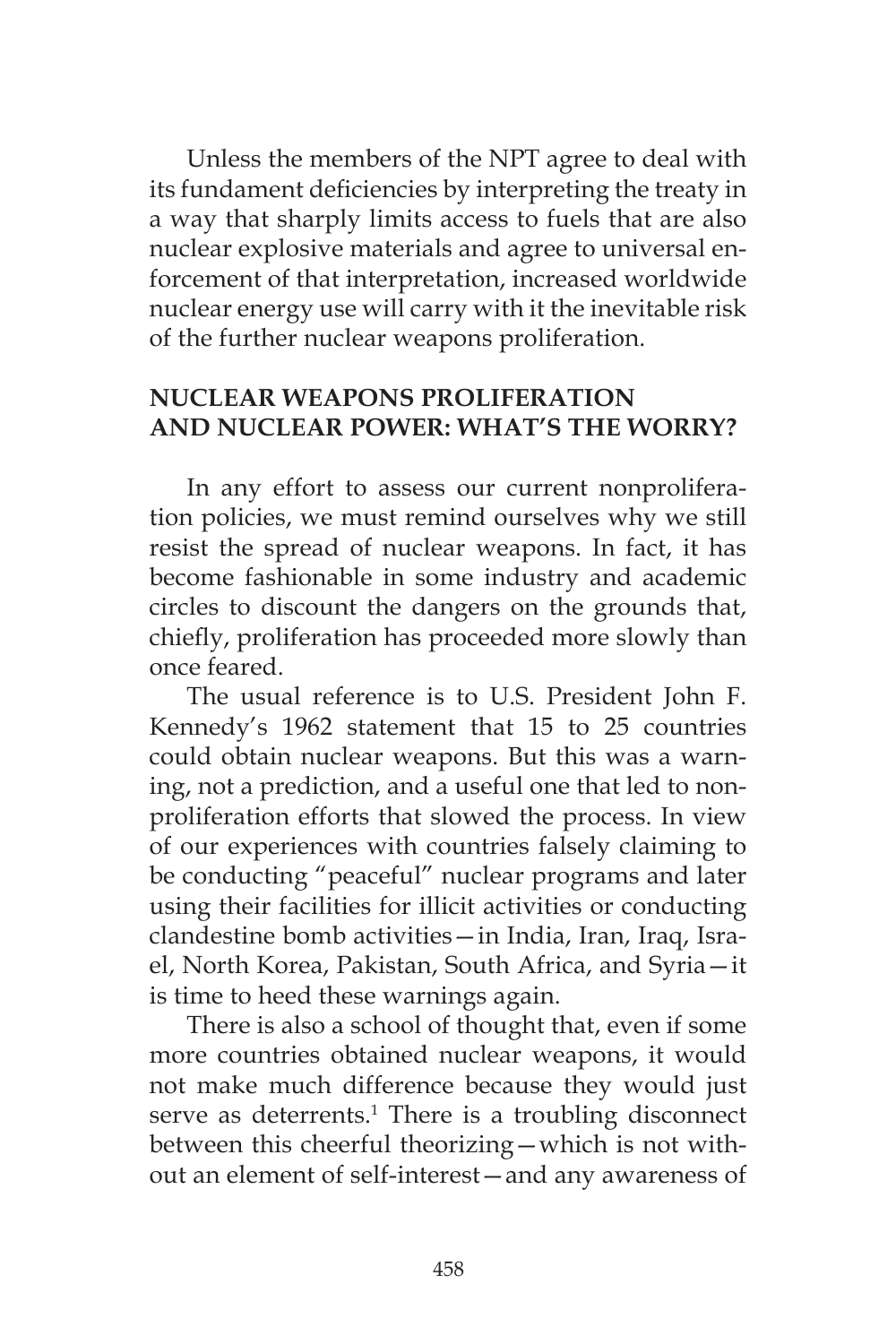Unless the members of the NPT agree to deal with its fundament deficiencies by interpreting the treaty in a way that sharply limits access to fuels that are also nuclear explosive materials and agree to universal enforcement of that interpretation, increased worldwide nuclear energy use will carry with it the inevitable risk of the further nuclear weapons proliferation.

## NUCLEAR WEAPONS PROLIFERATION AND NUCLEAR POWER: WHAT'S THE WORRY?

In any effort to assess our current nonproliferation policies, we must remind ourselves why we still resist the spread of nuclear weapons. In fact, it has become fashionable in some industry and academic circles to discount the dangers on the grounds that, chiefly, proliferation has proceeded more slowly than once feared.

The usual reference is to U.S. President John F. Kennedy's 1962 statement that 15 to 25 countries could obtain nuclear weapons. But this was a warning, not a prediction, and a useful one that led to nonproliferation efforts that slowed the process. In view of our experiences with countries falsely claiming to be conducting "peaceful" nuclear programs and later using their facilities for illicit activities or conducting clandestine bomb activities—in India, Iran, Iraq, Israel, North Korea, Pakistan, South Africa, and Syria—it is time to heed these warnings again.

There is also a school of thought that, even if some more countries obtained nuclear weapons, it would not make much difference because they would just serve as deterrents.[1] There is a troubling disconnect between this cheerful theorizing—which is not without an element of self-interest—and any awareness of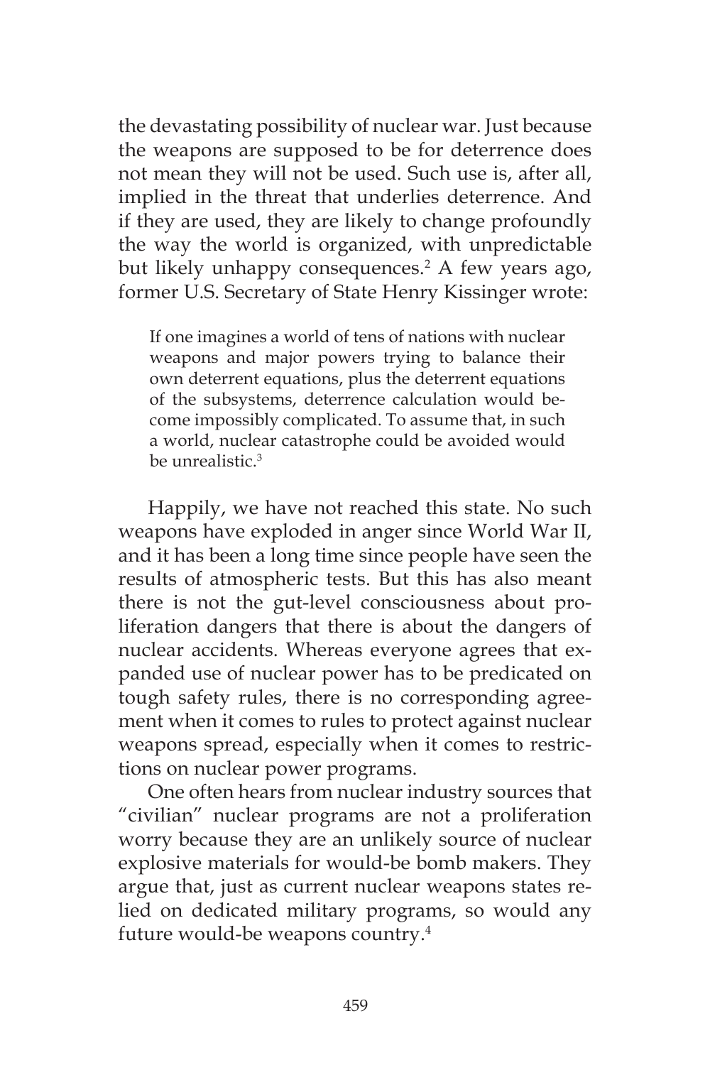the devastating possibility of nuclear war. Just because the weapons are supposed to be for deterrence does not mean they will not be used. Such use is, after all, implied in the threat that underlies deterrence. And if they are used, they are likely to change profoundly the way the world is organized, with unpredictable but likely unhappy consequences.[2] A few years ago, former U.S. Secretary of State Henry Kissinger wrote:

> If one imagines a world of tens of nations with nuclear weapons and major powers trying to balance their own deterrent equations, plus the deterrent equations of the subsystems, deterrence calculation would become impossibly complicated. To assume that, in such a world, nuclear catastrophe could be avoided would be unrealistic.[3]

Happily, we have not reached this state. No such weapons have exploded in anger since World War II, and it has been a long time since people have seen the results of atmospheric tests. But this has also meant there is not the gut-level consciousness about proliferation dangers that there is about the dangers of nuclear accidents. Whereas everyone agrees that expanded use of nuclear power has to be predicated on tough safety rules, there is no corresponding agreement when it comes to rules to protect against nuclear weapons spread, especially when it comes to restrictions on nuclear power programs.

One often hears from nuclear industry sources that "civilian" nuclear programs are not a proliferation worry because they are an unlikely source of nuclear explosive materials for would-be bomb makers. They argue that, just as current nuclear weapons states relied on dedicated military programs, so would any future would-be weapons country.[4]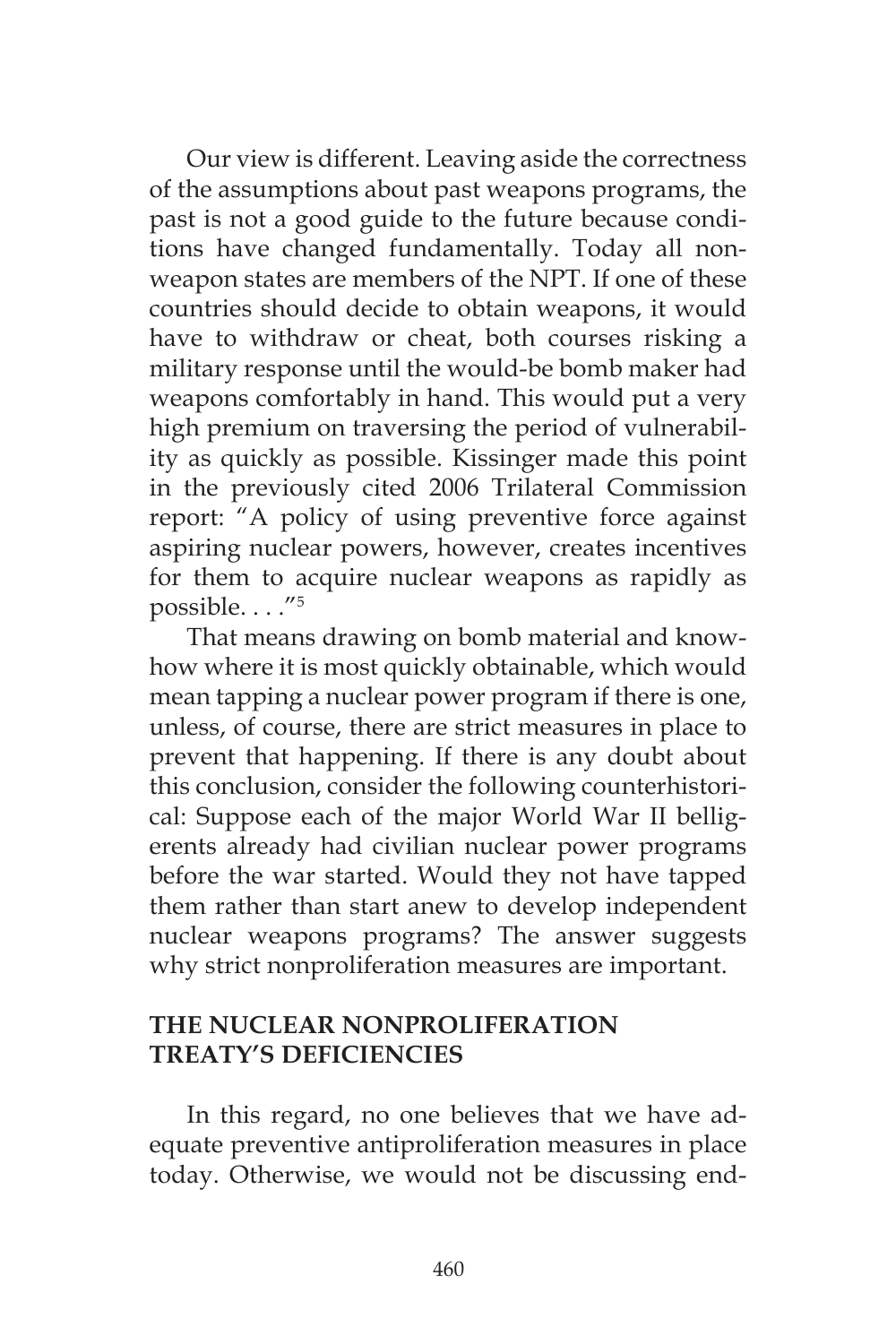Our view is different. Leaving aside the correctness of the assumptions about past weapons programs, the past is not a good guide to the future because conditions have changed fundamentally. Today all non-weapon states are members of the NPT. If one of these countries should decide to obtain weapons, it would have to withdraw or cheat, both courses risking a military response until the would-be bomb maker had weapons comfortably in hand. This would put a very high premium on traversing the period of vulnerability as quickly as possible. Kissinger made this point in the previously cited 2006 Trilateral Commission report: "A policy of using preventive force against aspiring nuclear powers, however, creates incentives for them to acquire nuclear weapons as rapidly as possible. . . ."[5]

That means drawing on bomb material and know-how where it is most quickly obtainable, which would mean tapping a nuclear power program if there is one, unless, of course, there are strict measures in place to prevent that happening. If there is any doubt about this conclusion, consider the following counterhistorical: Suppose each of the major World War II belligerents already had civilian nuclear power programs before the war started. Would they not have tapped them rather than start anew to develop independent nuclear weapons programs? The answer suggests why strict nonproliferation measures are important.

## THE NUCLEAR NONPROLIFERATION TREATY'S DEFICIENCIES

In this regard, no one believes that we have adequate preventive antiproliferation measures in place today. Otherwise, we would not be discussing end-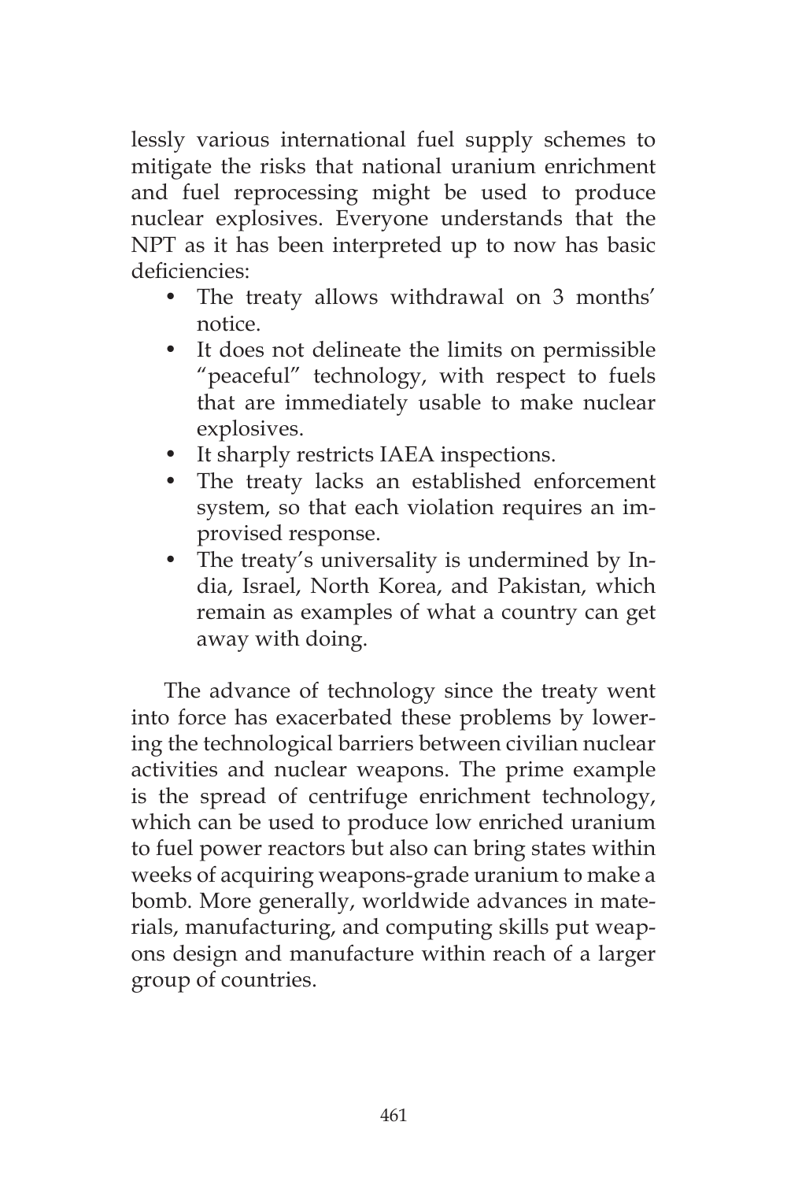lessly various international fuel supply schemes to mitigate the risks that national uranium enrichment and fuel reprocessing might be used to produce nuclear explosives. Everyone understands that the NPT as it has been interpreted up to now has basic deficiencies:

- The treaty allows withdrawal on 3 months' notice.
- It does not delineate the limits on permissible "peaceful" technology, with respect to fuels that are immediately usable to make nuclear explosives.
- It sharply restricts IAEA inspections.
- The treaty lacks an established enforcement system, so that each violation requires an improvised response.
- The treaty's universality is undermined by India, Israel, North Korea, and Pakistan, which remain as examples of what a country can get away with doing.

The advance of technology since the treaty went into force has exacerbated these problems by lowering the technological barriers between civilian nuclear activities and nuclear weapons. The prime example is the spread of centrifuge enrichment technology, which can be used to produce low enriched uranium to fuel power reactors but also can bring states within weeks of acquiring weapons-grade uranium to make a bomb. More generally, worldwide advances in materials, manufacturing, and computing skills put weapons design and manufacture within reach of a larger group of countries.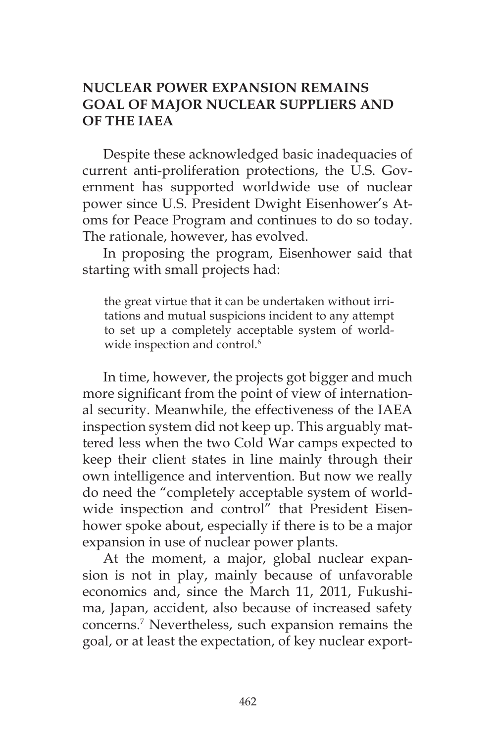## NUCLEAR POWER EXPANSION REMAINS GOAL OF MAJOR NUCLEAR SUPPLIERS AND OF THE IAEA

Despite these acknowledged basic inadequacies of current anti-proliferation protections, the U.S. Government has supported worldwide use of nuclear power since U.S. President Dwight Eisenhower's Atoms for Peace Program and continues to do so today. The rationale, however, has evolved.

In proposing the program, Eisenhower said that starting with small projects had:

> the great virtue that it can be undertaken without irritations and mutual suspicions incident to any attempt to set up a completely acceptable system of worldwide inspection and control.[6]

In time, however, the projects got bigger and much more significant from the point of view of international security. Meanwhile, the effectiveness of the IAEA inspection system did not keep up. This arguably mattered less when the two Cold War camps expected to keep their client states in line mainly through their own intelligence and intervention. But now we really do need the "completely acceptable system of worldwide inspection and control" that President Eisenhower spoke about, especially if there is to be a major expansion in use of nuclear power plants.

At the moment, a major, global nuclear expansion is not in play, mainly because of unfavorable economics and, since the March 11, 2011, Fukushima, Japan, accident, also because of increased safety concerns.[7] Nevertheless, such expansion remains the goal, or at least the expectation, of key nuclear export-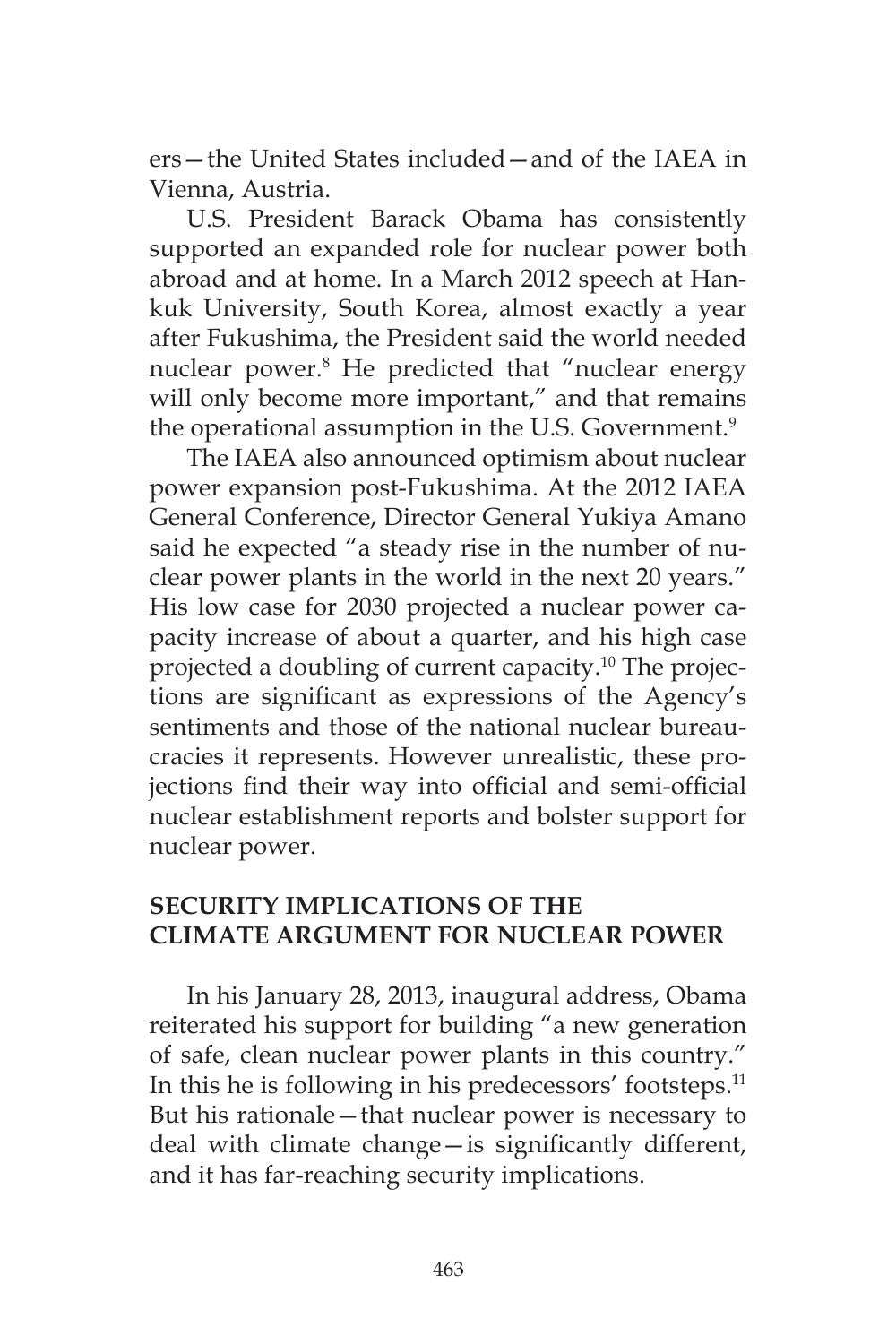ers—the United States included—and of the IAEA in Vienna, Austria.

U.S. President Barack Obama has consistently supported an expanded role for nuclear power both abroad and at home. In a March 2012 speech at Hankuk University, South Korea, almost exactly a year after Fukushima, the President said the world needed nuclear power.[8] He predicted that "nuclear energy will only become more important," and that remains the operational assumption in the U.S. Government.[9]

The IAEA also announced optimism about nuclear power expansion post-Fukushima. At the 2012 IAEA General Conference, Director General Yukiya Amano said he expected "a steady rise in the number of nuclear power plants in the world in the next 20 years." His low case for 2030 projected a nuclear power capacity increase of about a quarter, and his high case projected a doubling of current capacity.[10] The projections are significant as expressions of the Agency's sentiments and those of the national nuclear bureaucracies it represents. However unrealistic, these projections find their way into official and semi-official nuclear establishment reports and bolster support for nuclear power.

## SECURITY IMPLICATIONS OF THE CLIMATE ARGUMENT FOR NUCLEAR POWER

In his January 28, 2013, inaugural address, Obama reiterated his support for building "a new generation of safe, clean nuclear power plants in this country." In this he is following in his predecessors' footsteps.[11] But his rationale—that nuclear power is necessary to deal with climate change—is significantly different, and it has far-reaching security implications.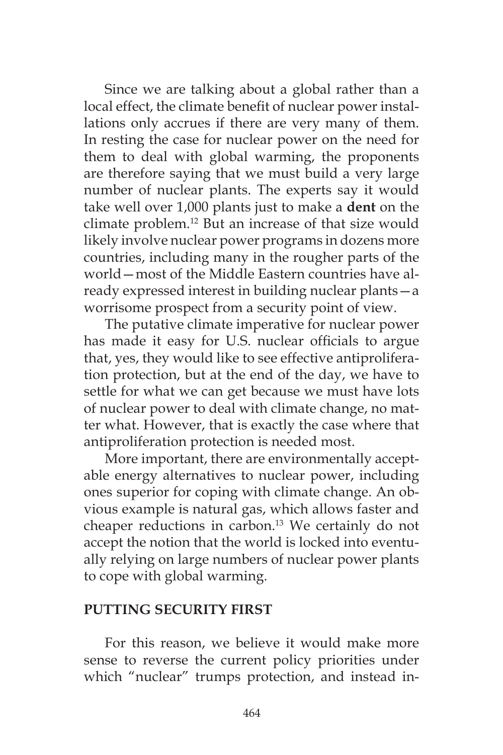Since we are talking about a global rather than a local effect, the climate benefit of nuclear power installations only accrues if there are very many of them. In resting the case for nuclear power on the need for them to deal with global warming, the proponents are therefore saying that we must build a very large number of nuclear plants. The experts say it would take well over 1,000 plants just to make a **dent** on the climate problem.[12] But an increase of that size would likely involve nuclear power programs in dozens more countries, including many in the rougher parts of the world—most of the Middle Eastern countries have already expressed interest in building nuclear plants—a worrisome prospect from a security point of view.

The putative climate imperative for nuclear power has made it easy for U.S. nuclear officials to argue that, yes, they would like to see effective antiproliferation protection, but at the end of the day, we have to settle for what we can get because we must have lots of nuclear power to deal with climate change, no matter what. However, that is exactly the case where that antiproliferation protection is needed most.

More important, there are environmentally acceptable energy alternatives to nuclear power, including ones superior for coping with climate change. An obvious example is natural gas, which allows faster and cheaper reductions in carbon.[13] We certainly do not accept the notion that the world is locked into eventually relying on large numbers of nuclear power plants to cope with global warming.

## PUTTING SECURITY FIRST

For this reason, we believe it would make more sense to reverse the current policy priorities under which "nuclear" trumps protection, and instead in-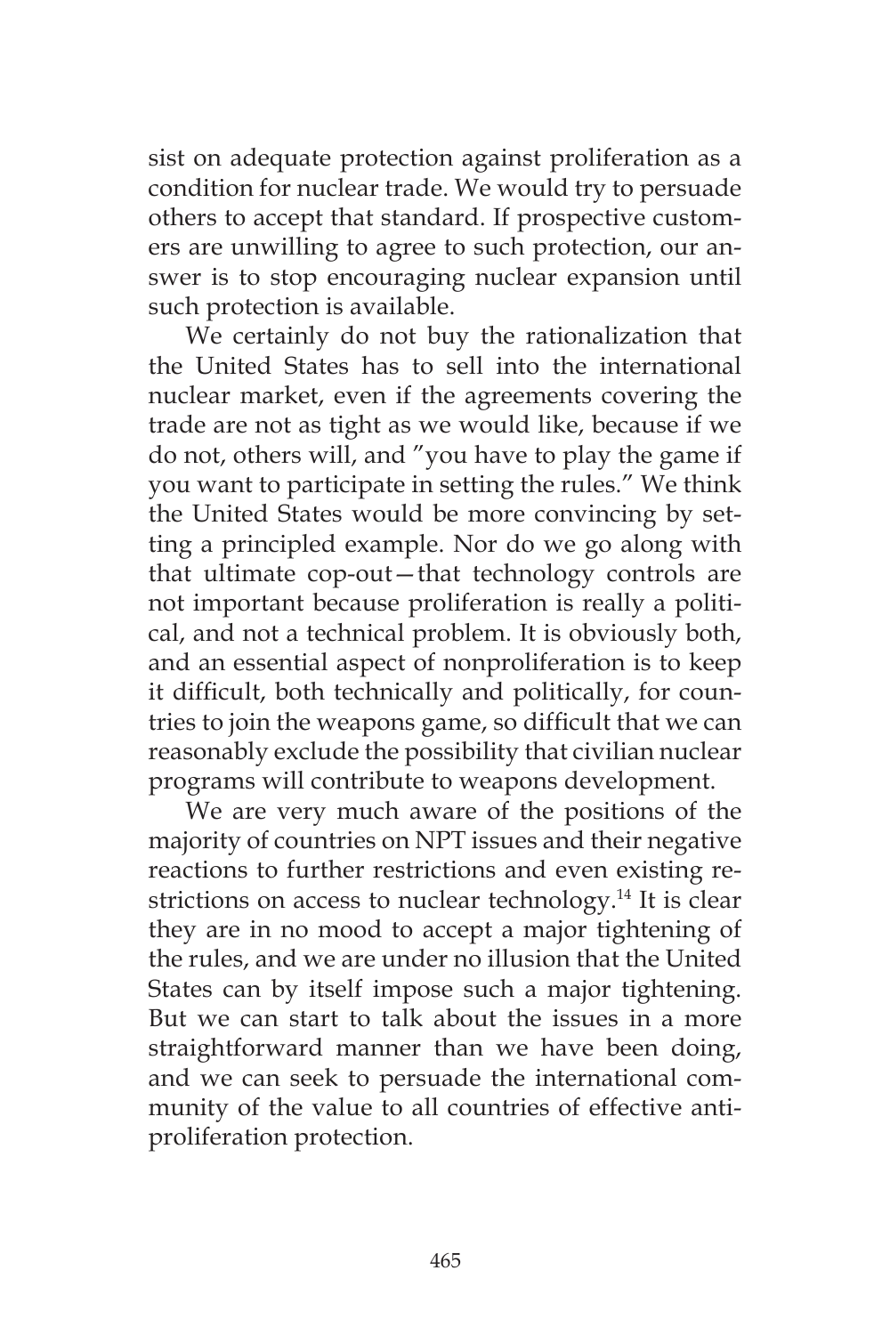sist on adequate protection against proliferation as a condition for nuclear trade. We would try to persuade others to accept that standard. If prospective customers are unwilling to agree to such protection, our answer is to stop encouraging nuclear expansion until such protection is available.

We certainly do not buy the rationalization that the United States has to sell into the international nuclear market, even if the agreements covering the trade are not as tight as we would like, because if we do not, others will, and "you have to play the game if you want to participate in setting the rules." We think the United States would be more convincing by setting a principled example. Nor do we go along with that ultimate cop-out—that technology controls are not important because proliferation is really a political, and not a technical problem. It is obviously both, and an essential aspect of nonproliferation is to keep it difficult, both technically and politically, for countries to join the weapons game, so difficult that we can reasonably exclude the possibility that civilian nuclear programs will contribute to weapons development.

We are very much aware of the positions of the majority of countries on NPT issues and their negative reactions to further restrictions and even existing restrictions on access to nuclear technology.[14] It is clear they are in no mood to accept a major tightening of the rules, and we are under no illusion that the United States can by itself impose such a major tightening. But we can start to talk about the issues in a more straightforward manner than we have been doing, and we can seek to persuade the international community of the value to all countries of effective anti-proliferation protection.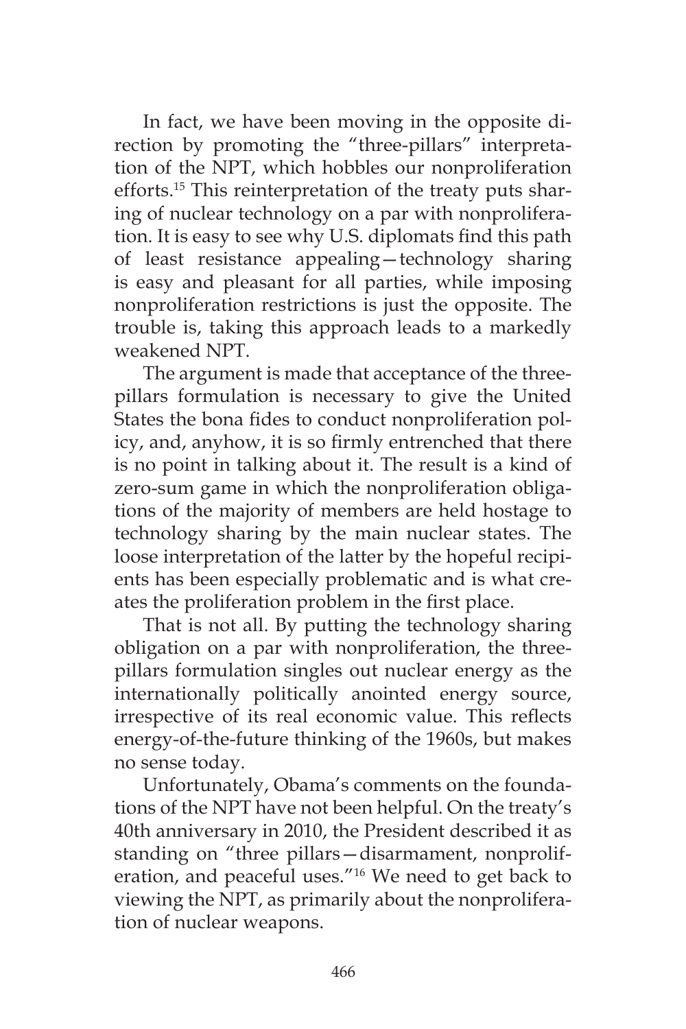In fact, we have been moving in the opposite direction by promoting the "three-pillars" interpretation of the NPT, which hobbles our nonproliferation efforts.[15] This reinterpretation of the treaty puts sharing of nuclear technology on a par with nonproliferation. It is easy to see why U.S. diplomats find this path of least resistance appealing—technology sharing is easy and pleasant for all parties, while imposing nonproliferation restrictions is just the opposite. The trouble is, taking this approach leads to a markedly weakened NPT.

The argument is made that acceptance of the three-pillars formulation is necessary to give the United States the bona fides to conduct nonproliferation policy, and, anyhow, it is so firmly entrenched that there is no point in talking about it. The result is a kind of zero-sum game in which the nonproliferation obligations of the majority of members are held hostage to technology sharing by the main nuclear states. The loose interpretation of the latter by the hopeful recipients has been especially problematic and is what creates the proliferation problem in the first place.

That is not all. By putting the technology sharing obligation on a par with nonproliferation, the three-pillars formulation singles out nuclear energy as the internationally politically anointed energy source, irrespective of its real economic value. This reflects energy-of-the-future thinking of the 1960s, but makes no sense today.

Unfortunately, Obama's comments on the foundations of the NPT have not been helpful. On the treaty's 40th anniversary in 2010, the President described it as standing on "three pillars—disarmament, nonproliferation, and peaceful uses."[16] We need to get back to viewing the NPT, as primarily about the nonproliferation of nuclear weapons.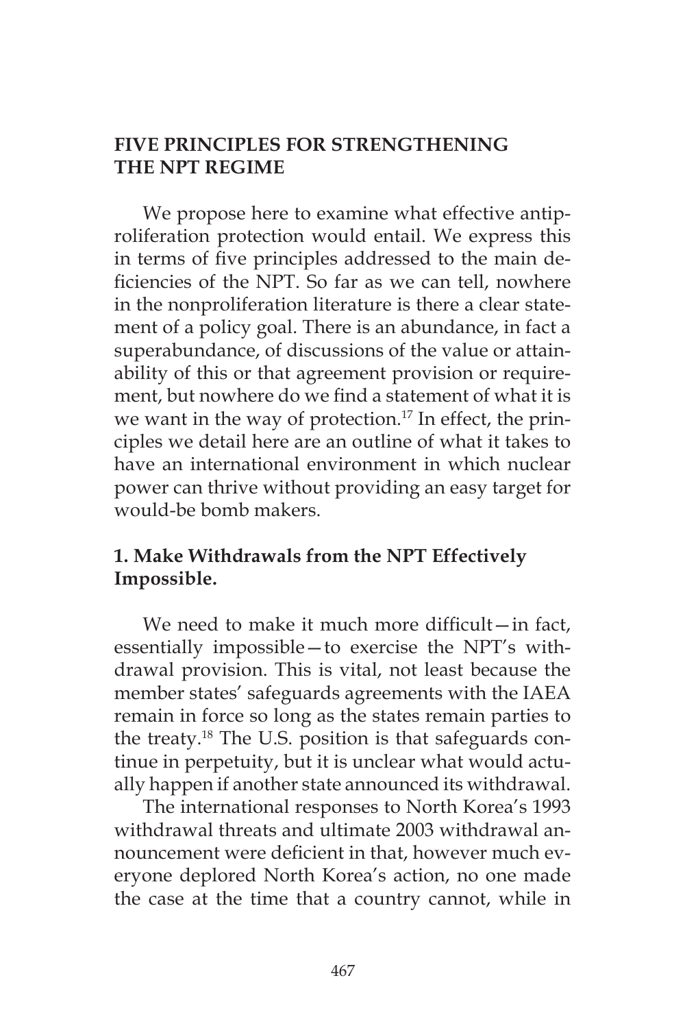## FIVE PRINCIPLES FOR STRENGTHENING THE NPT REGIME

We propose here to examine what effective antiproliferation protection would entail. We express this in terms of five principles addressed to the main deficiencies of the NPT. So far as we can tell, nowhere in the nonproliferation literature is there a clear statement of a policy goal. There is an abundance, in fact a superabundance, of discussions of the value or attainability of this or that agreement provision or requirement, but nowhere do we find a statement of what it is we want in the way of protection.[17] In effect, the principles we detail here are an outline of what it takes to have an international environment in which nuclear power can thrive without providing an easy target for would-be bomb makers.

### 1. Make Withdrawals from the NPT Effectively Impossible.

We need to make it much more difficult—in fact, essentially impossible—to exercise the NPT's withdrawal provision. This is vital, not least because the member states' safeguards agreements with the IAEA remain in force so long as the states remain parties to the treaty.[18] The U.S. position is that safeguards continue in perpetuity, but it is unclear what would actually happen if another state announced its withdrawal.

The international responses to North Korea's 1993 withdrawal threats and ultimate 2003 withdrawal announcement were deficient in that, however much everyone deplored North Korea's action, no one made the case at the time that a country cannot, while in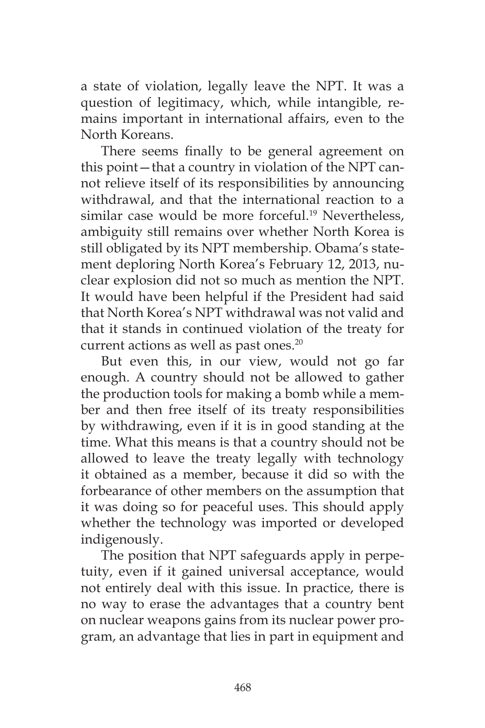a state of violation, legally leave the NPT. It was a question of legitimacy, which, while intangible, remains important in international affairs, even to the North Koreans.

There seems finally to be general agreement on this point—that a country in violation of the NPT cannot relieve itself of its responsibilities by announcing withdrawal, and that the international reaction to a similar case would be more forceful.[19] Nevertheless, ambiguity still remains over whether North Korea is still obligated by its NPT membership. Obama's statement deploring North Korea's February 12, 2013, nuclear explosion did not so much as mention the NPT. It would have been helpful if the President had said that North Korea's NPT withdrawal was not valid and that it stands in continued violation of the treaty for current actions as well as past ones.[20]

But even this, in our view, would not go far enough. A country should not be allowed to gather the production tools for making a bomb while a member and then free itself of its treaty responsibilities by withdrawing, even if it is in good standing at the time. What this means is that a country should not be allowed to leave the treaty legally with technology it obtained as a member, because it did so with the forbearance of other members on the assumption that it was doing so for peaceful uses. This should apply whether the technology was imported or developed indigenously.

The position that NPT safeguards apply in perpetuity, even if it gained universal acceptance, would not entirely deal with this issue. In practice, there is no way to erase the advantages that a country bent on nuclear weapons gains from its nuclear power program, an advantage that lies in part in equipment and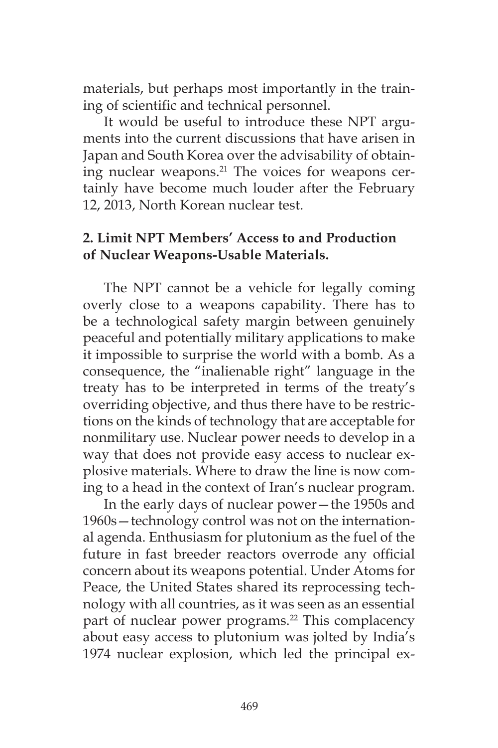materials, but perhaps most importantly in the training of scientific and technical personnel.

It would be useful to introduce these NPT arguments into the current discussions that have arisen in Japan and South Korea over the advisability of obtaining nuclear weapons.[21] The voices for weapons certainly have become much louder after the February 12, 2013, North Korean nuclear test.

## 2. Limit NPT Members' Access to and Production of Nuclear Weapons-Usable Materials.

The NPT cannot be a vehicle for legally coming overly close to a weapons capability. There has to be a technological safety margin between genuinely peaceful and potentially military applications to make it impossible to surprise the world with a bomb. As a consequence, the "inalienable right" language in the treaty has to be interpreted in terms of the treaty's overriding objective, and thus there have to be restrictions on the kinds of technology that are acceptable for nonmilitary use. Nuclear power needs to develop in a way that does not provide easy access to nuclear explosive materials. Where to draw the line is now coming to a head in the context of Iran's nuclear program.

In the early days of nuclear power—the 1950s and 1960s—technology control was not on the international agenda. Enthusiasm for plutonium as the fuel of the future in fast breeder reactors overrode any official concern about its weapons potential. Under Atoms for Peace, the United States shared its reprocessing technology with all countries, as it was seen as an essential part of nuclear power programs.[22] This complacency about easy access to plutonium was jolted by India's 1974 nuclear explosion, which led the principal ex-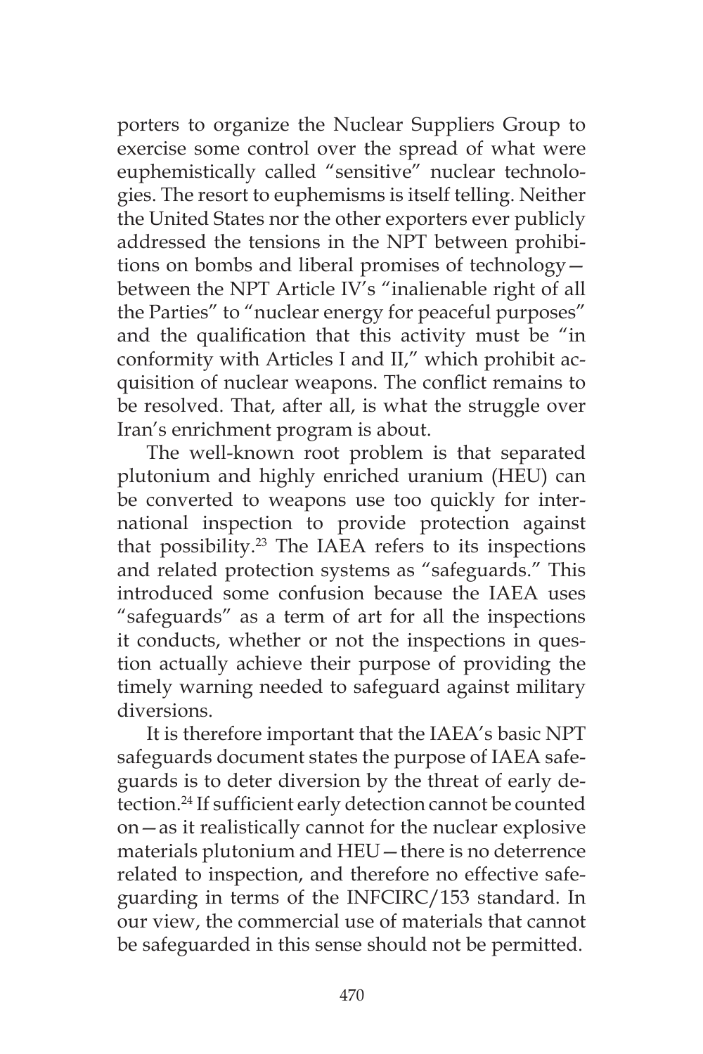porters to organize the Nuclear Suppliers Group to exercise some control over the spread of what were euphemistically called "sensitive" nuclear technologies. The resort to euphemisms is itself telling. Neither the United States nor the other exporters ever publicly addressed the tensions in the NPT between prohibitions on bombs and liberal promises of technology—between the NPT Article IV's "inalienable right of all the Parties" to "nuclear energy for peaceful purposes" and the qualification that this activity must be "in conformity with Articles I and II," which prohibit acquisition of nuclear weapons. The conflict remains to be resolved. That, after all, is what the struggle over Iran's enrichment program is about.

The well-known root problem is that separated plutonium and highly enriched uranium (HEU) can be converted to weapons use too quickly for international inspection to provide protection against that possibility.[23] The IAEA refers to its inspections and related protection systems as "safeguards." This introduced some confusion because the IAEA uses "safeguards" as a term of art for all the inspections it conducts, whether or not the inspections in question actually achieve their purpose of providing the timely warning needed to safeguard against military diversions.

It is therefore important that the IAEA's basic NPT safeguards document states the purpose of IAEA safeguards is to deter diversion by the threat of early detection.[24] If sufficient early detection cannot be counted on—as it realistically cannot for the nuclear explosive materials plutonium and HEU—there is no deterrence related to inspection, and therefore no effective safeguarding in terms of the INFCIRC/153 standard. In our view, the commercial use of materials that cannot be safeguarded in this sense should not be permitted.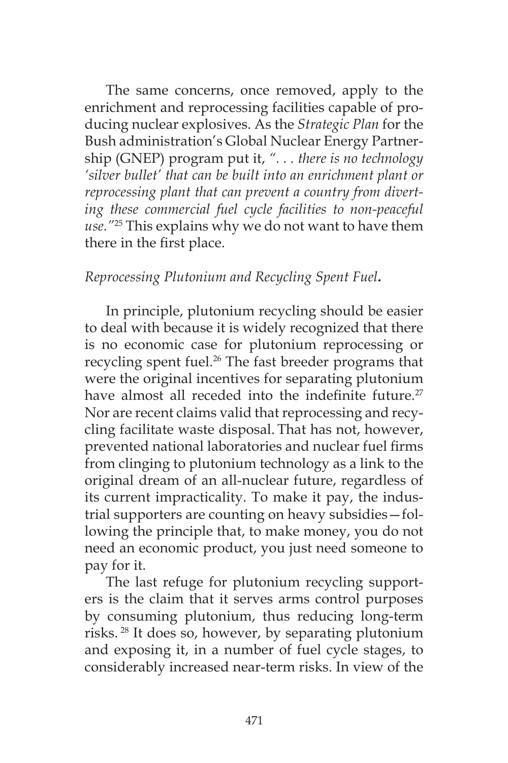The same concerns, once removed, apply to the enrichment and reprocessing facilities capable of producing nuclear explosives. As the *Strategic Plan* for the Bush administration's Global Nuclear Energy Partnership (GNEP) program put it, *". . . there is no technology 'silver bullet' that can be built into an enrichment plant or reprocessing plant that can prevent a country from diverting these commercial fuel cycle facilities to non-peaceful use."*[25] This explains why we do not want to have them there in the first place.

*Reprocessing Plutonium and Recycling Spent Fuel***.**

In principle, plutonium recycling should be easier to deal with because it is widely recognized that there is no economic case for plutonium reprocessing or recycling spent fuel.[26] The fast breeder programs that were the original incentives for separating plutonium have almost all receded into the indefinite future.[27] Nor are recent claims valid that reprocessing and recycling facilitate waste disposal. That has not, however, prevented national laboratories and nuclear fuel firms from clinging to plutonium technology as a link to the original dream of an all-nuclear future, regardless of its current impracticality. To make it pay, the industrial supporters are counting on heavy subsidies—following the principle that, to make money, you do not need an economic product, you just need someone to pay for it.

The last refuge for plutonium recycling supporters is the claim that it serves arms control purposes by consuming plutonium, thus reducing long-term risks.[28] It does so, however, by separating plutonium and exposing it, in a number of fuel cycle stages, to considerably increased near-term risks. In view of the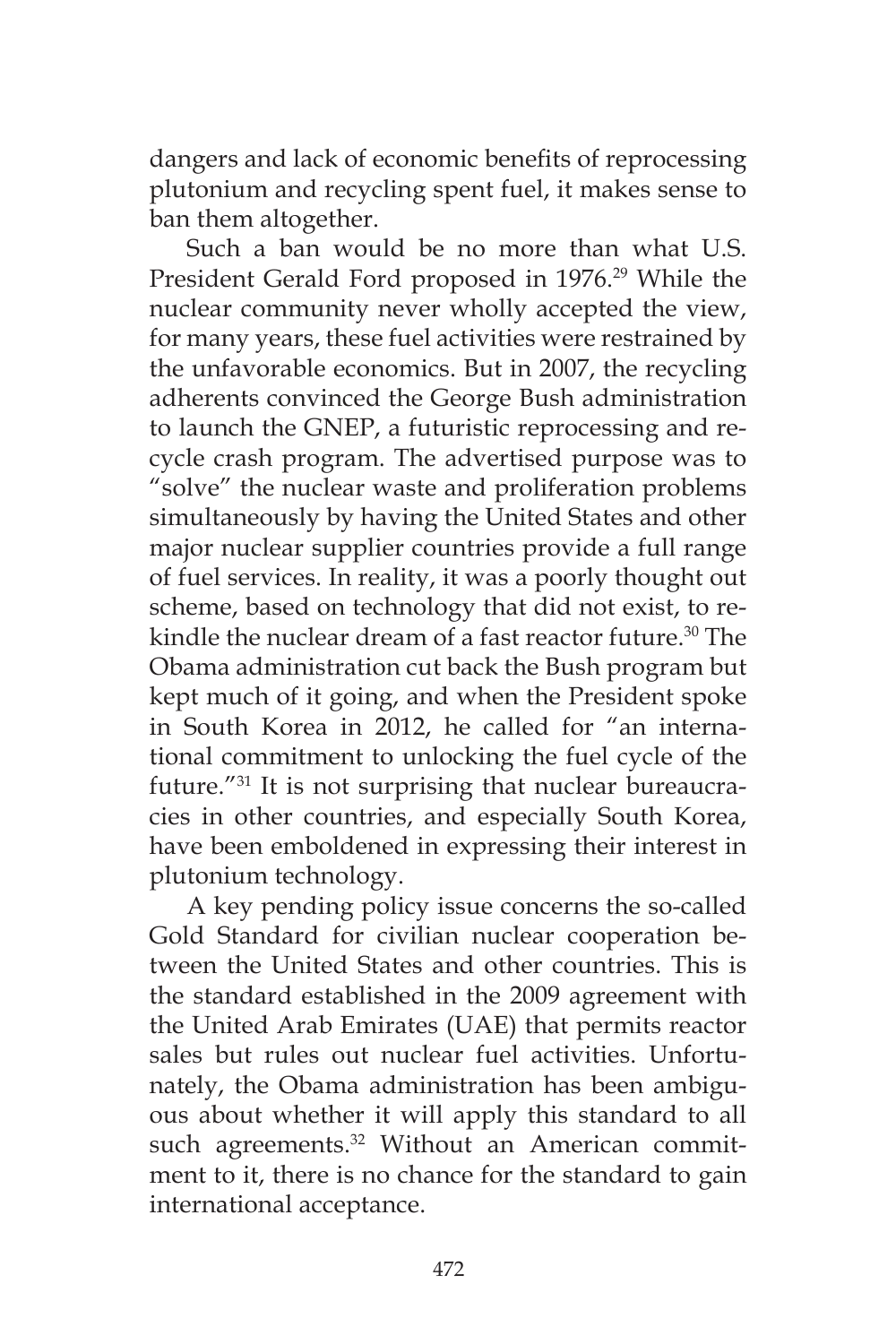dangers and lack of economic benefits of reprocessing plutonium and recycling spent fuel, it makes sense to ban them altogether.

Such a ban would be no more than what U.S. President Gerald Ford proposed in 1976.[29] While the nuclear community never wholly accepted the view, for many years, these fuel activities were restrained by the unfavorable economics. But in 2007, the recycling adherents convinced the George Bush administration to launch the GNEP, a futuristic reprocessing and recycle crash program. The advertised purpose was to "solve" the nuclear waste and proliferation problems simultaneously by having the United States and other major nuclear supplier countries provide a full range of fuel services. In reality, it was a poorly thought out scheme, based on technology that did not exist, to rekindle the nuclear dream of a fast reactor future.[30] The Obama administration cut back the Bush program but kept much of it going, and when the President spoke in South Korea in 2012, he called for "an international commitment to unlocking the fuel cycle of the future."[31] It is not surprising that nuclear bureaucracies in other countries, and especially South Korea, have been emboldened in expressing their interest in plutonium technology.

A key pending policy issue concerns the so-called Gold Standard for civilian nuclear cooperation between the United States and other countries. This is the standard established in the 2009 agreement with the United Arab Emirates (UAE) that permits reactor sales but rules out nuclear fuel activities. Unfortunately, the Obama administration has been ambiguous about whether it will apply this standard to all such agreements.[32] Without an American commitment to it, there is no chance for the standard to gain international acceptance.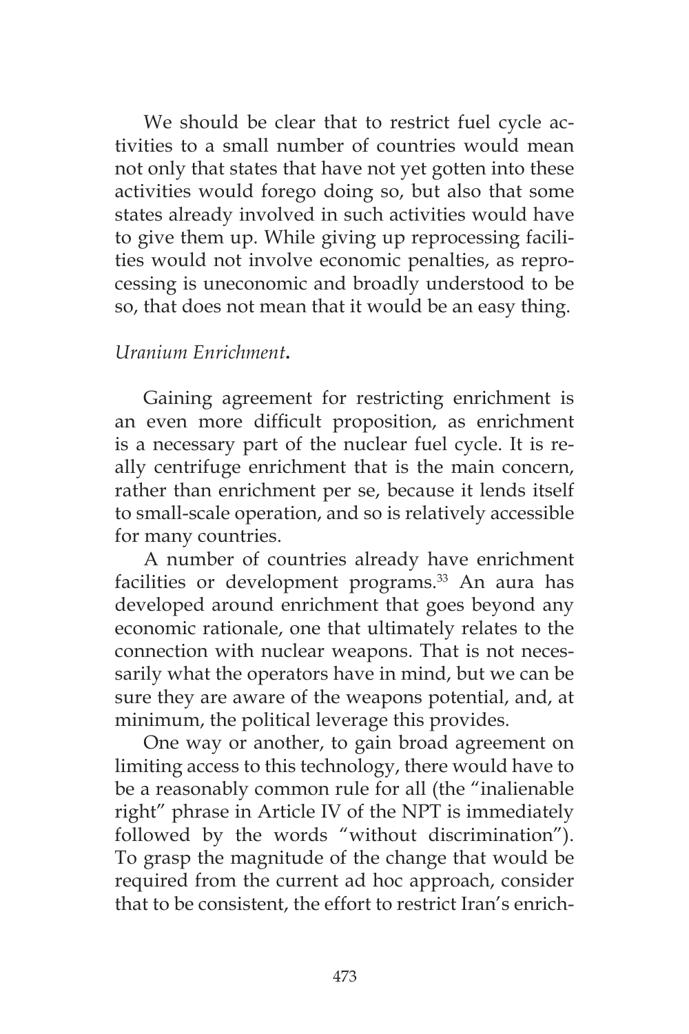We should be clear that to restrict fuel cycle activities to a small number of countries would mean not only that states that have not yet gotten into these activities would forego doing so, but also that some states already involved in such activities would have to give them up. While giving up reprocessing facilities would not involve economic penalties, as reprocessing is uneconomic and broadly understood to be so, that does not mean that it would be an easy thing.

*Uranium Enrichment***.**

Gaining agreement for restricting enrichment is an even more difficult proposition, as enrichment is a necessary part of the nuclear fuel cycle. It is really centrifuge enrichment that is the main concern, rather than enrichment per se, because it lends itself to small-scale operation, and so is relatively accessible for many countries.

A number of countries already have enrichment facilities or development programs.[33] An aura has developed around enrichment that goes beyond any economic rationale, one that ultimately relates to the connection with nuclear weapons. That is not necessarily what the operators have in mind, but we can be sure they are aware of the weapons potential, and, at minimum, the political leverage this provides.

One way or another, to gain broad agreement on limiting access to this technology, there would have to be a reasonably common rule for all (the "inalienable right" phrase in Article IV of the NPT is immediately followed by the words "without discrimination"). To grasp the magnitude of the change that would be required from the current ad hoc approach, consider that to be consistent, the effort to restrict Iran's enrich-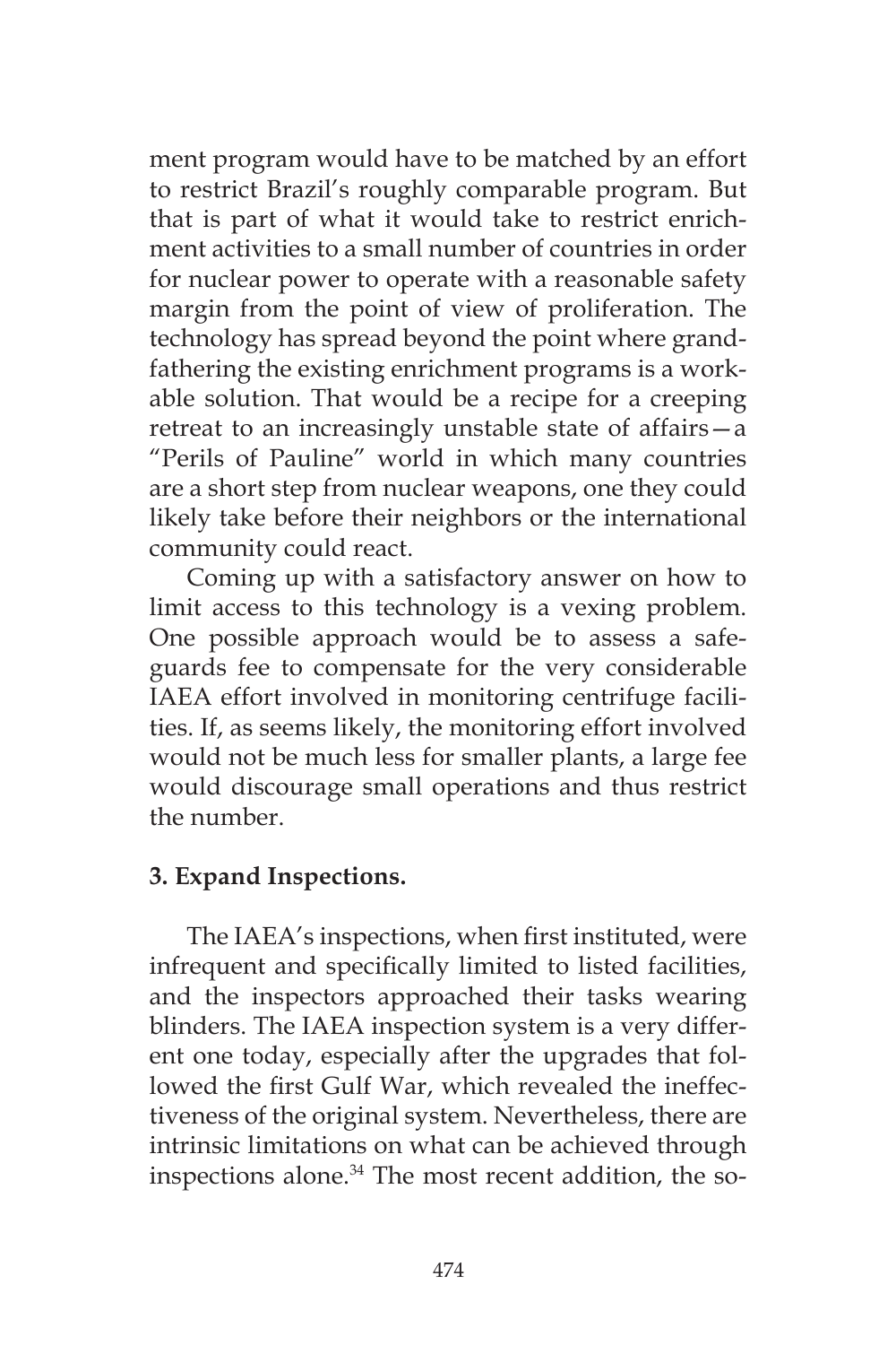ment program would have to be matched by an effort to restrict Brazil's roughly comparable program. But that is part of what it would take to restrict enrichment activities to a small number of countries in order for nuclear power to operate with a reasonable safety margin from the point of view of proliferation. The technology has spread beyond the point where grandfathering the existing enrichment programs is a workable solution. That would be a recipe for a creeping retreat to an increasingly unstable state of affairs—a "Perils of Pauline" world in which many countries are a short step from nuclear weapons, one they could likely take before their neighbors or the international community could react.

Coming up with a satisfactory answer on how to limit access to this technology is a vexing problem. One possible approach would be to assess a safeguards fee to compensate for the very considerable IAEA effort involved in monitoring centrifuge facilities. If, as seems likely, the monitoring effort involved would not be much less for smaller plants, a large fee would discourage small operations and thus restrict the number.

**3. Expand Inspections.**

The IAEA's inspections, when first instituted, were infrequent and specifically limited to listed facilities, and the inspectors approached their tasks wearing blinders. The IAEA inspection system is a very different one today, especially after the upgrades that followed the first Gulf War, which revealed the ineffectiveness of the original system. Nevertheless, there are intrinsic limitations on what can be achieved through inspections alone.[34] The most recent addition, the so-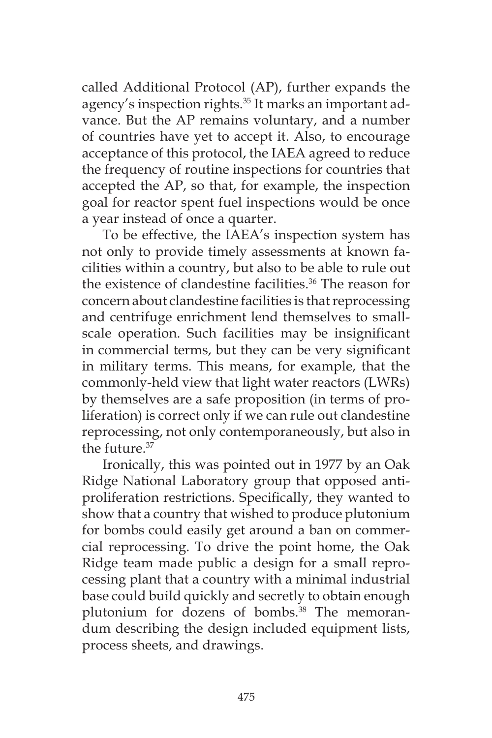called Additional Protocol (AP), further expands the agency's inspection rights.[35] It marks an important advance. But the AP remains voluntary, and a number of countries have yet to accept it. Also, to encourage acceptance of this protocol, the IAEA agreed to reduce the frequency of routine inspections for countries that accepted the AP, so that, for example, the inspection goal for reactor spent fuel inspections would be once a year instead of once a quarter.

To be effective, the IAEA's inspection system has not only to provide timely assessments at known facilities within a country, but also to be able to rule out the existence of clandestine facilities.[36] The reason for concern about clandestine facilities is that reprocessing and centrifuge enrichment lend themselves to small-scale operation. Such facilities may be insignificant in commercial terms, but they can be very significant in military terms. This means, for example, that the commonly-held view that light water reactors (LWRs) by themselves are a safe proposition (in terms of proliferation) is correct only if we can rule out clandestine reprocessing, not only contemporaneously, but also in the future.[37]

Ironically, this was pointed out in 1977 by an Oak Ridge National Laboratory group that opposed anti-proliferation restrictions. Specifically, they wanted to show that a country that wished to produce plutonium for bombs could easily get around a ban on commercial reprocessing. To drive the point home, the Oak Ridge team made public a design for a small reprocessing plant that a country with a minimal industrial base could build quickly and secretly to obtain enough plutonium for dozens of bombs.[38] The memorandum describing the design included equipment lists, process sheets, and drawings.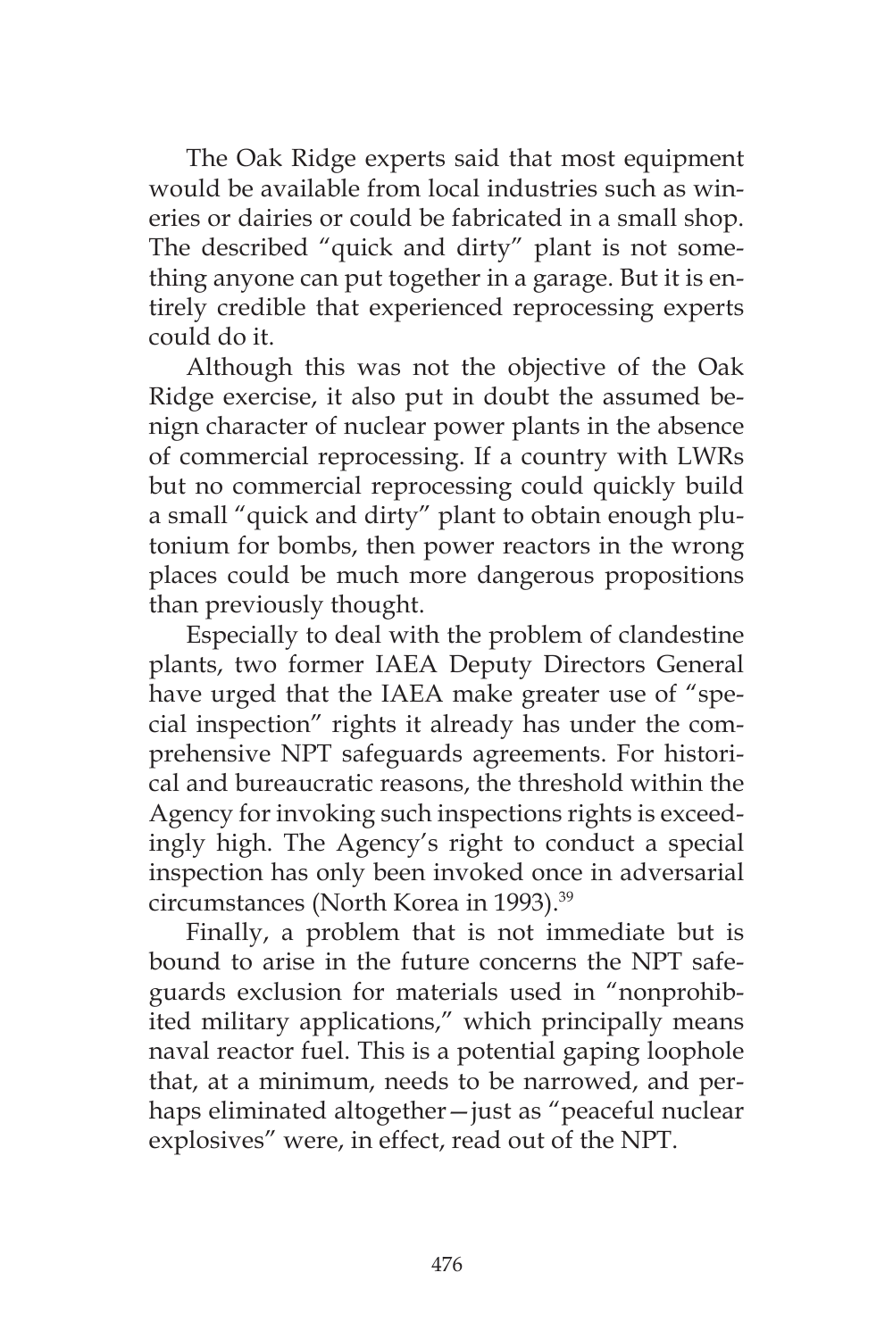The Oak Ridge experts said that most equipment would be available from local industries such as wineries or dairies or could be fabricated in a small shop. The described "quick and dirty" plant is not something anyone can put together in a garage. But it is entirely credible that experienced reprocessing experts could do it.

Although this was not the objective of the Oak Ridge exercise, it also put in doubt the assumed benign character of nuclear power plants in the absence of commercial reprocessing. If a country with LWRs but no commercial reprocessing could quickly build a small "quick and dirty" plant to obtain enough plutonium for bombs, then power reactors in the wrong places could be much more dangerous propositions than previously thought.

Especially to deal with the problem of clandestine plants, two former IAEA Deputy Directors General have urged that the IAEA make greater use of "special inspection" rights it already has under the comprehensive NPT safeguards agreements. For historical and bureaucratic reasons, the threshold within the Agency for invoking such inspections rights is exceedingly high. The Agency's right to conduct a special inspection has only been invoked once in adversarial circumstances (North Korea in 1993).[39]

Finally, a problem that is not immediate but is bound to arise in the future concerns the NPT safeguards exclusion for materials used in "nonprohibited military applications," which principally means naval reactor fuel. This is a potential gaping loophole that, at a minimum, needs to be narrowed, and perhaps eliminated altogether—just as "peaceful nuclear explosives" were, in effect, read out of the NPT.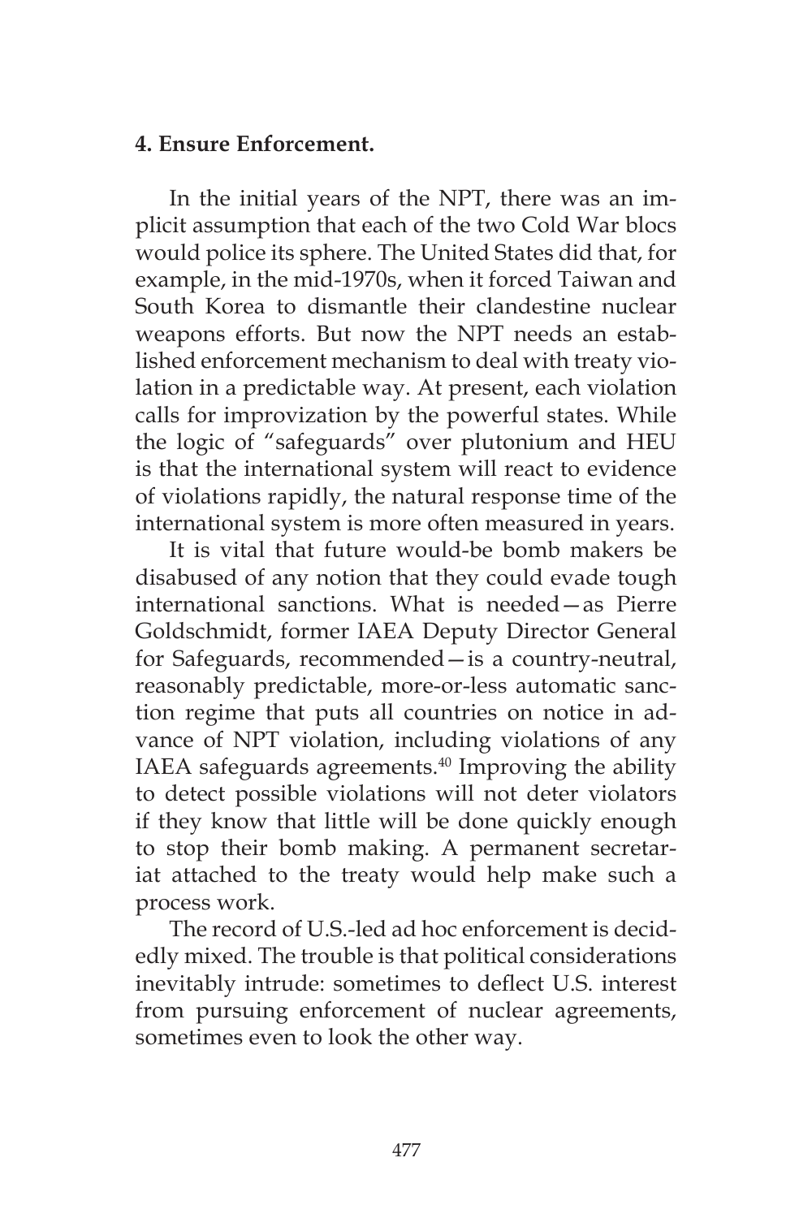**4. Ensure Enforcement.**

In the initial years of the NPT, there was an implicit assumption that each of the two Cold War blocs would police its sphere. The United States did that, for example, in the mid-1970s, when it forced Taiwan and South Korea to dismantle their clandestine nuclear weapons efforts. But now the NPT needs an established enforcement mechanism to deal with treaty violation in a predictable way. At present, each violation calls for improvization by the powerful states. While the logic of "safeguards" over plutonium and HEU is that the international system will react to evidence of violations rapidly, the natural response time of the international system is more often measured in years.

It is vital that future would-be bomb makers be disabused of any notion that they could evade tough international sanctions. What is needed—as Pierre Goldschmidt, former IAEA Deputy Director General for Safeguards, recommended—is a country-neutral, reasonably predictable, more-or-less automatic sanction regime that puts all countries on notice in advance of NPT violation, including violations of any IAEA safeguards agreements.[40] Improving the ability to detect possible violations will not deter violators if they know that little will be done quickly enough to stop their bomb making. A permanent secretariat attached to the treaty would help make such a process work.

The record of U.S.-led ad hoc enforcement is decidedly mixed. The trouble is that political considerations inevitably intrude: sometimes to deflect U.S. interest from pursuing enforcement of nuclear agreements, sometimes even to look the other way.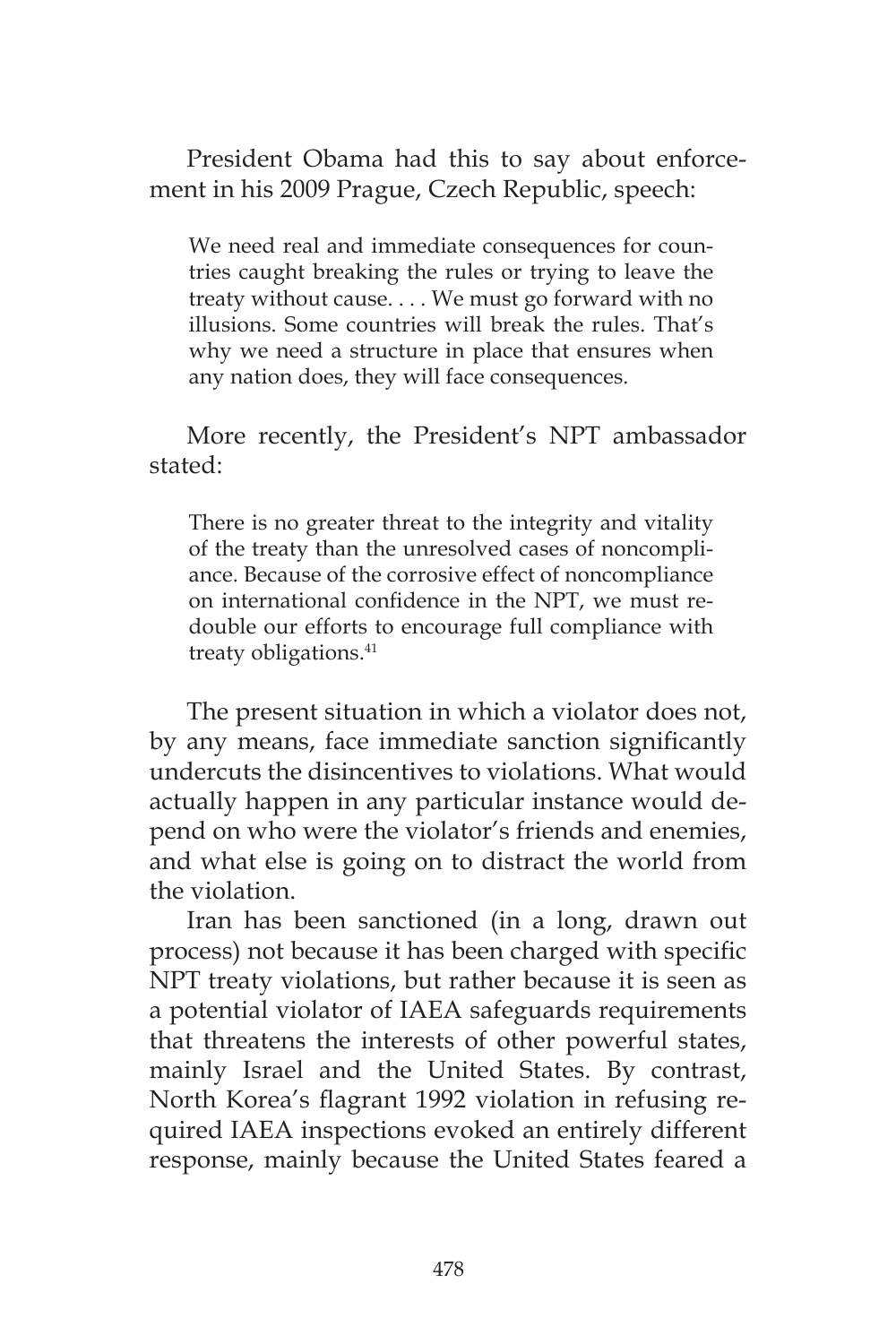President Obama had this to say about enforcement in his 2009 Prague, Czech Republic, speech:

> We need real and immediate consequences for countries caught breaking the rules or trying to leave the treaty without cause. . . . We must go forward with no illusions. Some countries will break the rules. That's why we need a structure in place that ensures when any nation does, they will face consequences.

More recently, the President's NPT ambassador stated:

> There is no greater threat to the integrity and vitality of the treaty than the unresolved cases of noncompliance. Because of the corrosive effect of noncompliance on international confidence in the NPT, we must redouble our efforts to encourage full compliance with treaty obligations.[41]

The present situation in which a violator does not, by any means, face immediate sanction significantly undercuts the disincentives to violations. What would actually happen in any particular instance would depend on who were the violator's friends and enemies, and what else is going on to distract the world from the violation.

Iran has been sanctioned (in a long, drawn out process) not because it has been charged with specific NPT treaty violations, but rather because it is seen as a potential violator of IAEA safeguards requirements that threatens the interests of other powerful states, mainly Israel and the United States. By contrast, North Korea's flagrant 1992 violation in refusing required IAEA inspections evoked an entirely different response, mainly because the United States feared a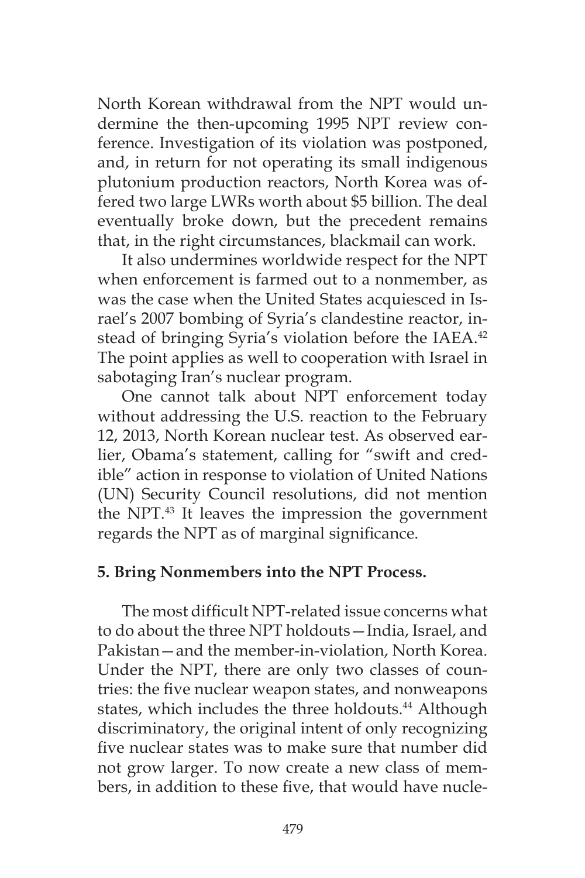North Korean withdrawal from the NPT would undermine the then-upcoming 1995 NPT review conference. Investigation of its violation was postponed, and, in return for not operating its small indigenous plutonium production reactors, North Korea was offered two large LWRs worth about $5 billion. The deal eventually broke down, but the precedent remains that, in the right circumstances, blackmail can work.

It also undermines worldwide respect for the NPT when enforcement is farmed out to a nonmember, as was the case when the United States acquiesced in Israel's 2007 bombing of Syria's clandestine reactor, instead of bringing Syria's violation before the IAEA.[42] The point applies as well to cooperation with Israel in sabotaging Iran's nuclear program.

One cannot talk about NPT enforcement today without addressing the U.S. reaction to the February 12, 2013, North Korean nuclear test. As observed earlier, Obama's statement, calling for "swift and credible" action in response to violation of United Nations (UN) Security Council resolutions, did not mention the NPT.[43] It leaves the impression the government regards the NPT as of marginal significance.

**5. Bring Nonmembers into the NPT Process.**

The most difficult NPT-related issue concerns what to do about the three NPT holdouts—India, Israel, and Pakistan—and the member-in-violation, North Korea. Under the NPT, there are only two classes of countries: the five nuclear weapon states, and nonweapons states, which includes the three holdouts.[44] Although discriminatory, the original intent of only recognizing five nuclear states was to make sure that number did not grow larger. To now create a new class of members, in addition to these five, that would have nucle-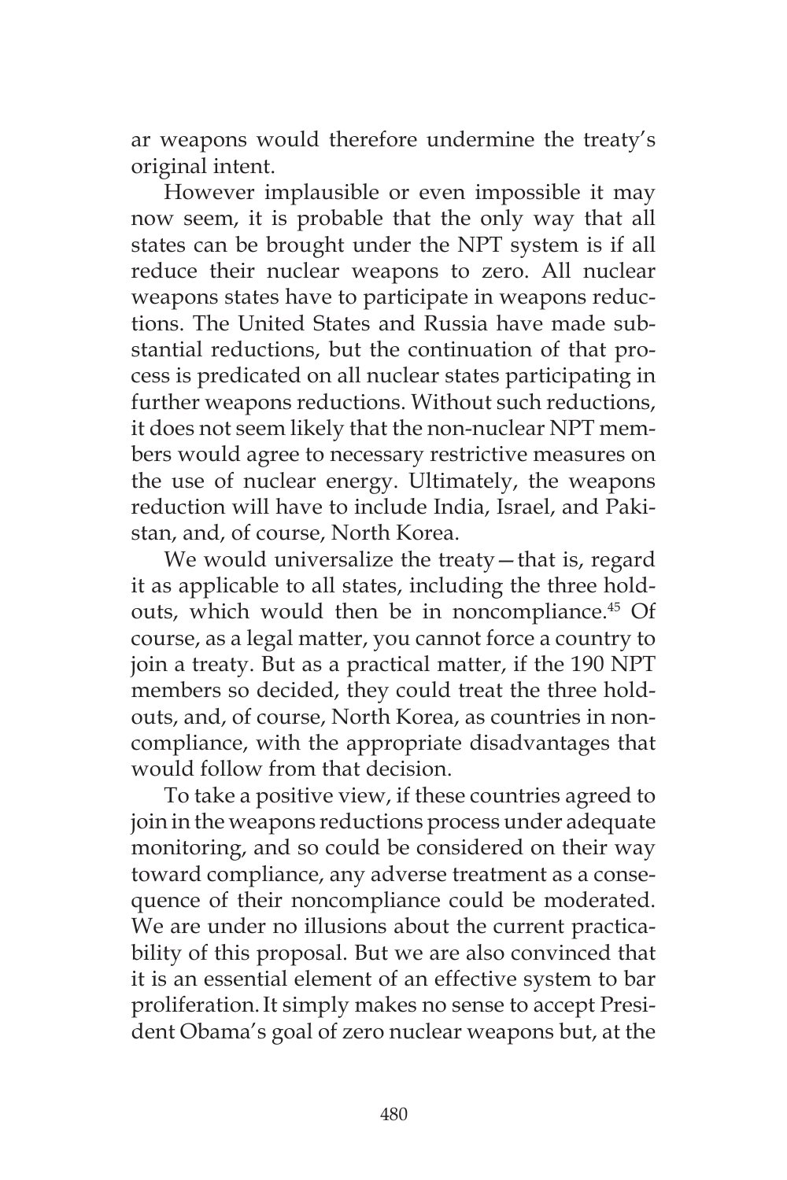ar weapons would therefore undermine the treaty's original intent.

However implausible or even impossible it may now seem, it is probable that the only way that all states can be brought under the NPT system is if all reduce their nuclear weapons to zero. All nuclear weapons states have to participate in weapons reductions. The United States and Russia have made substantial reductions, but the continuation of that process is predicated on all nuclear states participating in further weapons reductions. Without such reductions, it does not seem likely that the non-nuclear NPT members would agree to necessary restrictive measures on the use of nuclear energy. Ultimately, the weapons reduction will have to include India, Israel, and Pakistan, and, of course, North Korea.

We would universalize the treaty—that is, regard it as applicable to all states, including the three holdouts, which would then be in noncompliance.[45] Of course, as a legal matter, you cannot force a country to join a treaty. But as a practical matter, if the 190 NPT members so decided, they could treat the three holdouts, and, of course, North Korea, as countries in noncompliance, with the appropriate disadvantages that would follow from that decision.

To take a positive view, if these countries agreed to join in the weapons reductions process under adequate monitoring, and so could be considered on their way toward compliance, any adverse treatment as a consequence of their noncompliance could be moderated. We are under no illusions about the current practicability of this proposal. But we are also convinced that it is an essential element of an effective system to bar proliferation. It simply makes no sense to accept President Obama's goal of zero nuclear weapons but, at the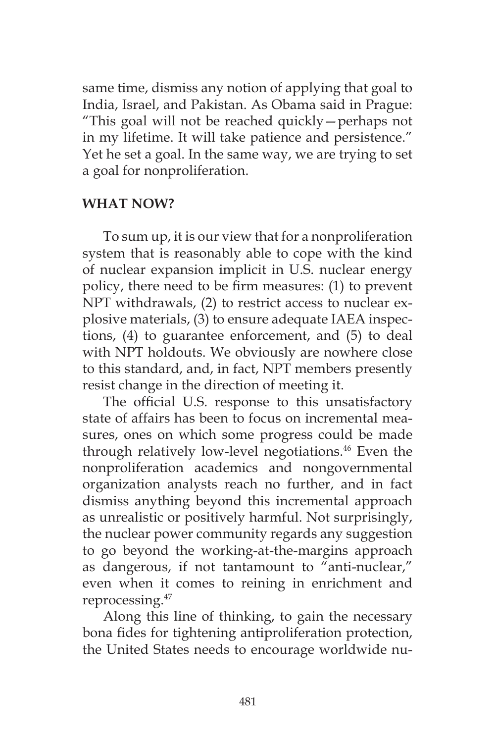same time, dismiss any notion of applying that goal to India, Israel, and Pakistan. As Obama said in Prague: "This goal will not be reached quickly—perhaps not in my lifetime. It will take patience and persistence." Yet he set a goal. In the same way, we are trying to set a goal for nonproliferation.

## WHAT NOW?

To sum up, it is our view that for a nonproliferation system that is reasonably able to cope with the kind of nuclear expansion implicit in U.S. nuclear energy policy, there need to be firm measures: (1) to prevent NPT withdrawals, (2) to restrict access to nuclear explosive materials, (3) to ensure adequate IAEA inspections, (4) to guarantee enforcement, and (5) to deal with NPT holdouts. We obviously are nowhere close to this standard, and, in fact, NPT members presently resist change in the direction of meeting it.

The official U.S. response to this unsatisfactory state of affairs has been to focus on incremental measures, ones on which some progress could be made through relatively low-level negotiations.[46] Even the nonproliferation academics and nongovernmental organization analysts reach no further, and in fact dismiss anything beyond this incremental approach as unrealistic or positively harmful. Not surprisingly, the nuclear power community regards any suggestion to go beyond the working-at-the-margins approach as dangerous, if not tantamount to "anti-nuclear," even when it comes to reining in enrichment and reprocessing.[47]

Along this line of thinking, to gain the necessary bona fides for tightening antiproliferation protection, the United States needs to encourage worldwide nu-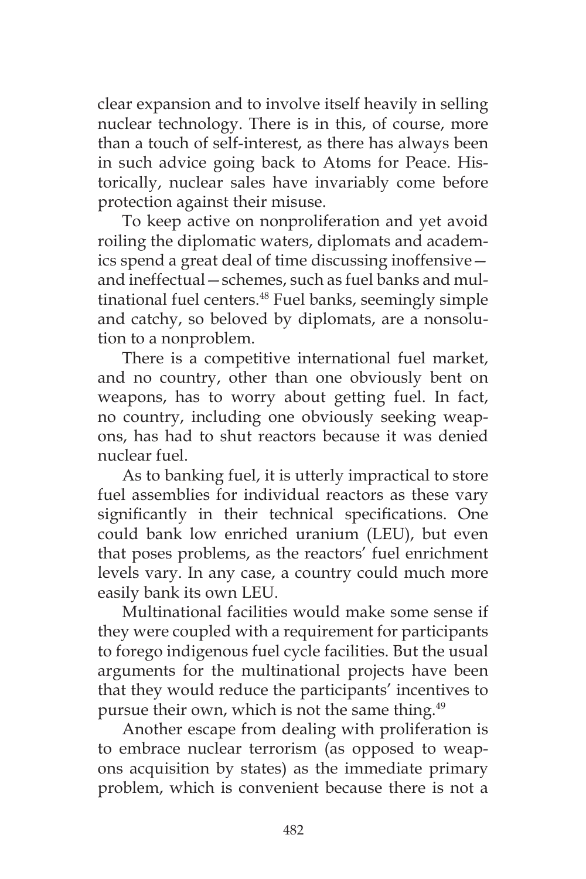clear expansion and to involve itself heavily in selling nuclear technology. There is in this, of course, more than a touch of self-interest, as there has always been in such advice going back to Atoms for Peace. Historically, nuclear sales have invariably come before protection against their misuse.

To keep active on nonproliferation and yet avoid roiling the diplomatic waters, diplomats and academics spend a great deal of time discussing inoffensive—and ineffectual—schemes, such as fuel banks and multinational fuel centers.[48] Fuel banks, seemingly simple and catchy, so beloved by diplomats, are a nonsolution to a nonproblem.

There is a competitive international fuel market, and no country, other than one obviously bent on weapons, has to worry about getting fuel. In fact, no country, including one obviously seeking weapons, has had to shut reactors because it was denied nuclear fuel.

As to banking fuel, it is utterly impractical to store fuel assemblies for individual reactors as these vary significantly in their technical specifications. One could bank low enriched uranium (LEU), but even that poses problems, as the reactors' fuel enrichment levels vary. In any case, a country could much more easily bank its own LEU.

Multinational facilities would make some sense if they were coupled with a requirement for participants to forego indigenous fuel cycle facilities. But the usual arguments for the multinational projects have been that they would reduce the participants' incentives to pursue their own, which is not the same thing.[49]

Another escape from dealing with proliferation is to embrace nuclear terrorism (as opposed to weapons acquisition by states) as the immediate primary problem, which is convenient because there is not a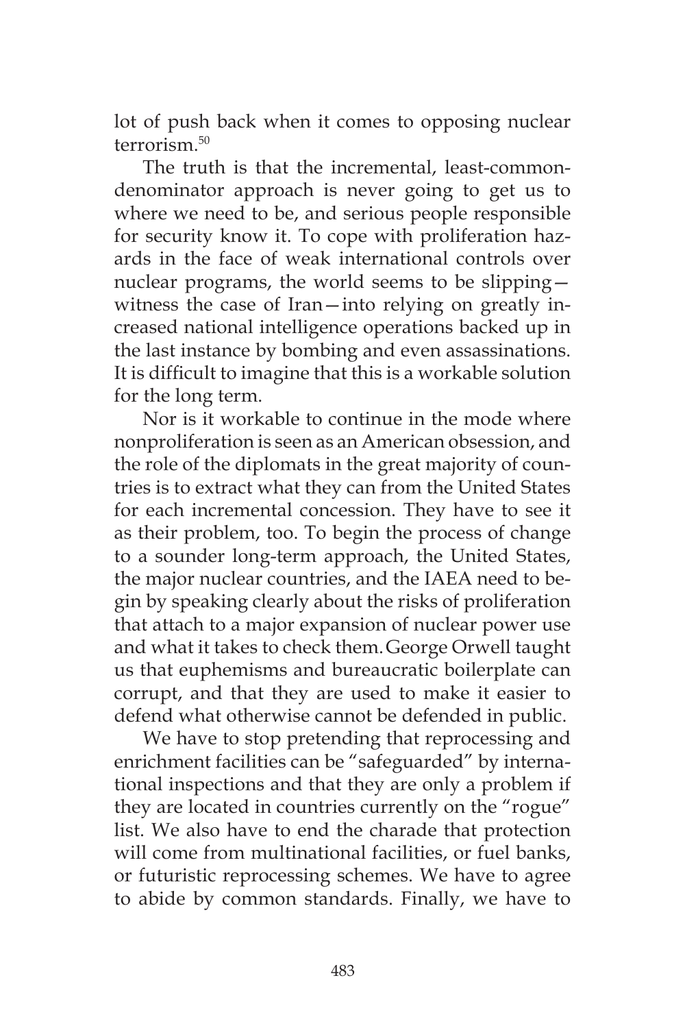lot of push back when it comes to opposing nuclear terrorism.[50]

The truth is that the incremental, least-common-denominator approach is never going to get us to where we need to be, and serious people responsible for security know it. To cope with proliferation hazards in the face of weak international controls over nuclear programs, the world seems to be slipping—witness the case of Iran—into relying on greatly increased national intelligence operations backed up in the last instance by bombing and even assassinations. It is difficult to imagine that this is a workable solution for the long term.

Nor is it workable to continue in the mode where nonproliferation is seen as an American obsession, and the role of the diplomats in the great majority of countries is to extract what they can from the United States for each incremental concession. They have to see it as their problem, too. To begin the process of change to a sounder long-term approach, the United States, the major nuclear countries, and the IAEA need to begin by speaking clearly about the risks of proliferation that attach to a major expansion of nuclear power use and what it takes to check them. George Orwell taught us that euphemisms and bureaucratic boilerplate can corrupt, and that they are used to make it easier to defend what otherwise cannot be defended in public.

We have to stop pretending that reprocessing and enrichment facilities can be "safeguarded" by international inspections and that they are only a problem if they are located in countries currently on the "rogue" list. We also have to end the charade that protection will come from multinational facilities, or fuel banks, or futuristic reprocessing schemes. We have to agree to abide by common standards. Finally, we have to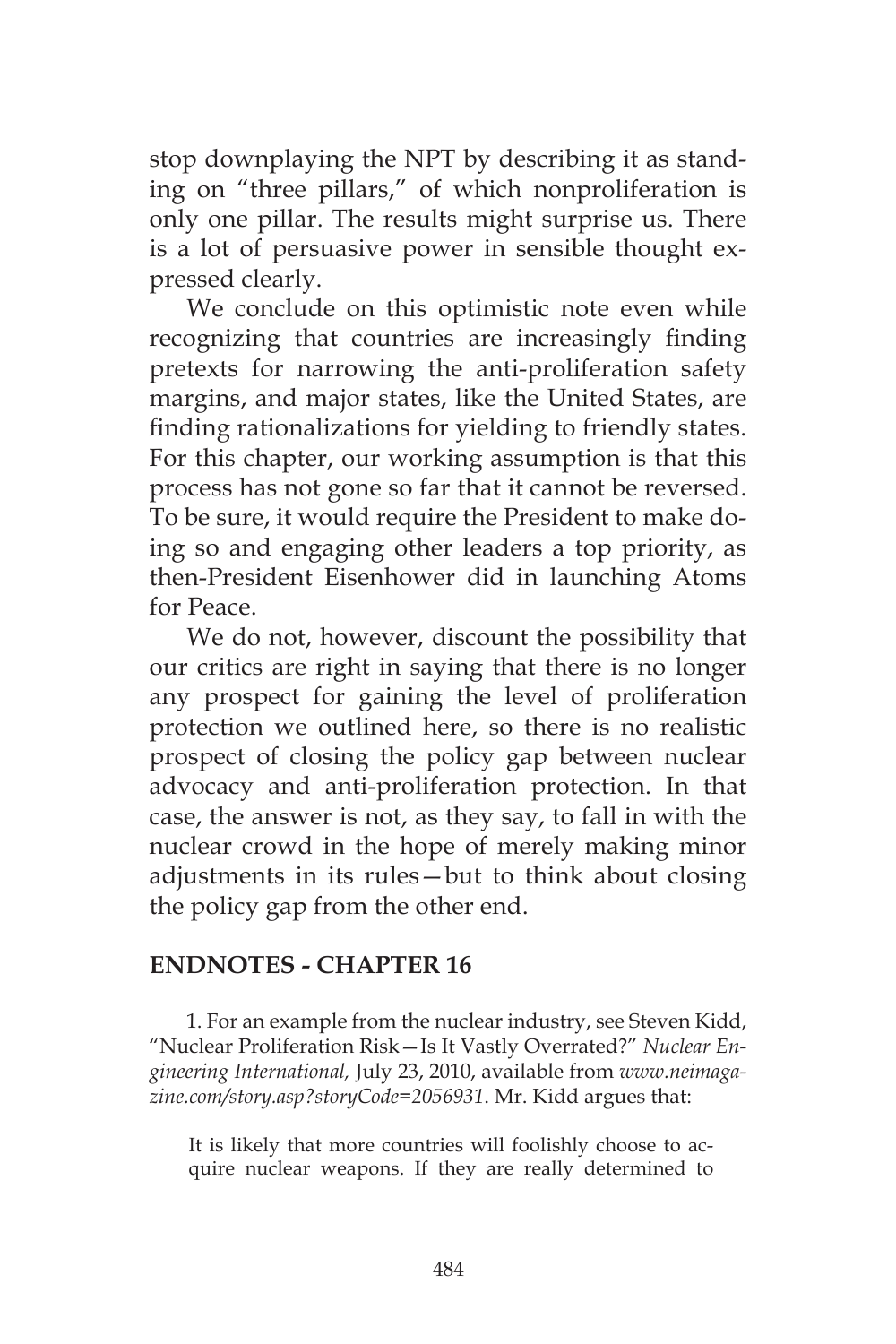stop downplaying the NPT by describing it as standing on "three pillars," of which nonproliferation is only one pillar. The results might surprise us. There is a lot of persuasive power in sensible thought expressed clearly.

We conclude on this optimistic note even while recognizing that countries are increasingly finding pretexts for narrowing the anti-proliferation safety margins, and major states, like the United States, are finding rationalizations for yielding to friendly states. For this chapter, our working assumption is that this process has not gone so far that it cannot be reversed. To be sure, it would require the President to make doing so and engaging other leaders a top priority, as then-President Eisenhower did in launching Atoms for Peace.

We do not, however, discount the possibility that our critics are right in saying that there is no longer any prospect for gaining the level of proliferation protection we outlined here, so there is no realistic prospect of closing the policy gap between nuclear advocacy and anti-proliferation protection. In that case, the answer is not, as they say, to fall in with the nuclear crowd in the hope of merely making minor adjustments in its rules—but to think about closing the policy gap from the other end.

## ENDNOTES - CHAPTER 16

1. For an example from the nuclear industry, see Steven Kidd, "Nuclear Proliferation Risk—Is It Vastly Overrated?" *Nuclear Engineering International,* July 23, 2010, available from *www.neimagazine.com/story.asp?storyCode=2056931*. Mr. Kidd argues that:

> It is likely that more countries will foolishly choose to acquire nuclear weapons. If they are really determined to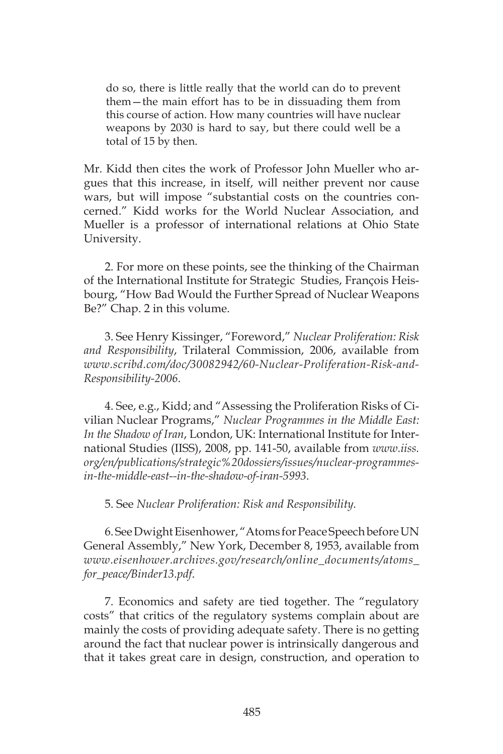> do so, there is little really that the world can do to prevent them—the main effort has to be in dissuading them from this course of action. How many countries will have nuclear weapons by 2030 is hard to say, but there could well be a total of 15 by then.

Mr. Kidd then cites the work of Professor John Mueller who argues that this increase, in itself, will neither prevent nor cause wars, but will impose "substantial costs on the countries concerned." Kidd works for the World Nuclear Association, and Mueller is a professor of international relations at Ohio State University.

2. For more on these points, see the thinking of the Chairman of the International Institute for Strategic Studies, François Heisbourg, "How Bad Would the Further Spread of Nuclear Weapons Be?" Chap. 2 in this volume.

3. See Henry Kissinger, "Foreword," *Nuclear Proliferation: Risk and Responsibility*, Trilateral Commission, 2006, available from *www.scribd.com/doc/30082942/60-Nuclear-Proliferation-Risk-and-Responsibility-2006*.

4. See, e.g., Kidd; and "Assessing the Proliferation Risks of Civilian Nuclear Programs," *Nuclear Programmes in the Middle East: In the Shadow of Iran*, London, UK: International Institute for International Studies (IISS), 2008, pp. 141-50, available from *www.iiss.org/en/publications/strategic%20dossiers/issues/nuclear-programmes-in-the-middle-east--in-the-shadow-of-iran-5993*.

5. See *Nuclear Proliferation: Risk and Responsibility.*

6. See Dwight Eisenhower, "Atoms for Peace Speech before UN General Assembly," New York, December 8, 1953, available from *www.eisenhower.archives.gov/research/online_documents/atoms_for_peace/Binder13.pdf*.

7. Economics and safety are tied together. The "regulatory costs" that critics of the regulatory systems complain about are mainly the costs of providing adequate safety. There is no getting around the fact that nuclear power is intrinsically dangerous and that it takes great care in design, construction, and operation to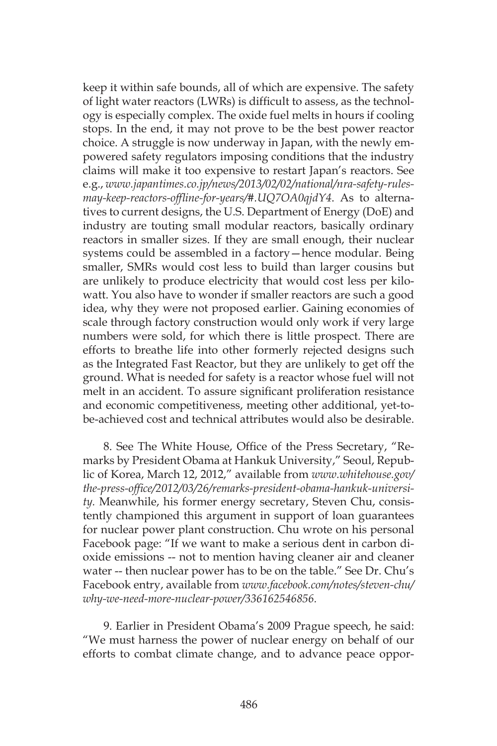keep it within safe bounds, all of which are expensive. The safety of light water reactors (LWRs) is difficult to assess, as the technology is especially complex. The oxide fuel melts in hours if cooling stops. In the end, it may not prove to be the best power reactor choice. A struggle is now underway in Japan, with the newly empowered safety regulators imposing conditions that the industry claims will make it too expensive to restart Japan's reactors. See e.g., *www.japantimes.co.jp/news/2013/02/02/national/nra-safety-rules-may-keep-reactors-offline-for-years/#.UQ7OA0qjdY4*. As to alternatives to current designs, the U.S. Department of Energy (DoE) and industry are touting small modular reactors, basically ordinary reactors in smaller sizes. If they are small enough, their nuclear systems could be assembled in a factory—hence modular. Being smaller, SMRs would cost less to build than larger cousins but are unlikely to produce electricity that would cost less per kilowatt. You also have to wonder if smaller reactors are such a good idea, why they were not proposed earlier. Gaining economies of scale through factory construction would only work if very large numbers were sold, for which there is little prospect. There are efforts to breathe life into other formerly rejected designs such as the Integrated Fast Reactor, but they are unlikely to get off the ground. What is needed for safety is a reactor whose fuel will not melt in an accident. To assure significant proliferation resistance and economic competitiveness, meeting other additional, yet-to-be-achieved cost and technical attributes would also be desirable.

8. See The White House, Office of the Press Secretary, "Remarks by President Obama at Hankuk University," Seoul, Republic of Korea, March 12, 2012," available from *www.whitehouse.gov/the-press-office/2012/03/26/remarks-president-obama-hankuk-university*. Meanwhile, his former energy secretary, Steven Chu, consistently championed this argument in support of loan guarantees for nuclear power plant construction. Chu wrote on his personal Facebook page: "If we want to make a serious dent in carbon dioxide emissions -- not to mention having cleaner air and cleaner water -- then nuclear power has to be on the table." See Dr. Chu's Facebook entry, available from *www.facebook.com/notes/steven-chu/why-we-need-more-nuclear-power/336162546856*.

9. Earlier in President Obama's 2009 Prague speech, he said: "We must harness the power of nuclear energy on behalf of our efforts to combat climate change, and to advance peace oppor-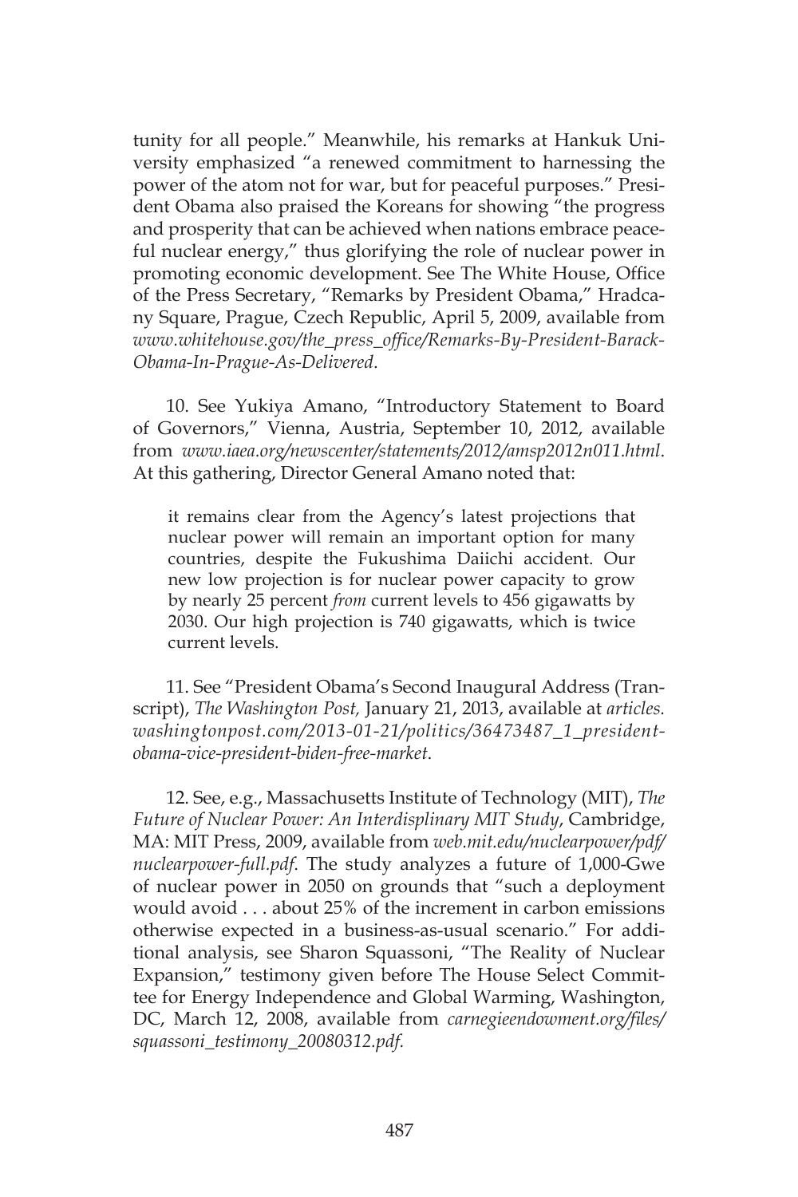tunity for all people." Meanwhile, his remarks at Hankuk University emphasized "a renewed commitment to harnessing the power of the atom not for war, but for peaceful purposes." President Obama also praised the Koreans for showing "the progress and prosperity that can be achieved when nations embrace peaceful nuclear energy," thus glorifying the role of nuclear power in promoting economic development. See The White House, Office of the Press Secretary, "Remarks by President Obama," Hradcany Square, Prague, Czech Republic, April 5, 2009, available from *www.whitehouse.gov/the_press_office/Remarks-By-President-Barack-Obama-In-Prague-As-Delivered*.

10. See Yukiya Amano, "Introductory Statement to Board of Governors," Vienna, Austria, September 10, 2012, available from *www.iaea.org/newscenter/statements/2012/amsp2012n011.html*. At this gathering, Director General Amano noted that:

> it remains clear from the Agency's latest projections that nuclear power will remain an important option for many countries, despite the Fukushima Daiichi accident. Our new low projection is for nuclear power capacity to grow by nearly 25 percent *from* current levels to 456 gigawatts by 2030. Our high projection is 740 gigawatts, which is twice current levels.

11. See "President Obama's Second Inaugural Address (Transcript), *The Washington Post,* January 21, 2013, available at *articles.washingtonpost.com/2013-01-21/politics/36473487_1_president-obama-vice-president-biden-free-market*.

12. See, e.g., Massachusetts Institute of Technology (MIT), *The Future of Nuclear Power: An Interdisplinary MIT Study*, Cambridge, MA: MIT Press, 2009, available from *web.mit.edu/nuclearpower/pdf/nuclearpower-full.pdf*. The study analyzes a future of 1,000-Gwe of nuclear power in 2050 on grounds that "such a deployment would avoid . . . about 25% of the increment in carbon emissions otherwise expected in a business-as-usual scenario." For additional analysis, see Sharon Squassoni, "The Reality of Nuclear Expansion," testimony given before The House Select Committee for Energy Independence and Global Warming, Washington, DC, March 12, 2008, available from *carnegieendowment.org/files/squassoni_testimony_20080312.pdf*.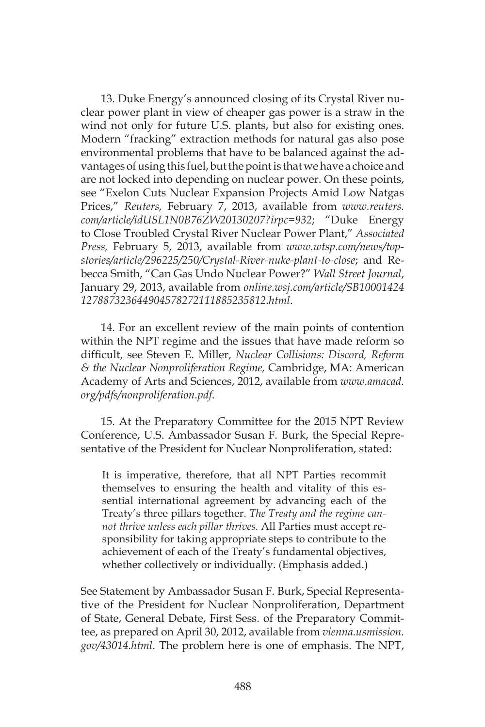13. Duke Energy's announced closing of its Crystal River nuclear power plant in view of cheaper gas power is a straw in the wind not only for future U.S. plants, but also for existing ones. Modern "fracking" extraction methods for natural gas also pose environmental problems that have to be balanced against the advantages of using this fuel, but the point is that we have a choice and are not locked into depending on nuclear power. On these points, see "Exelon Cuts Nuclear Expansion Projects Amid Low Natgas Prices," *Reuters,* February 7, 2013, available from *www.reuters.com/article/idUSL1N0B76ZW20130207?irpc=932*; "Duke Energy to Close Troubled Crystal River Nuclear Power Plant," *Associated Press,* February 5, 2013, available from *www.wtsp.com/news/topstories/article/296225/250/Crystal-River-nuke-plant-to-close*; and Rebecca Smith, "Can Gas Undo Nuclear Power?" *Wall Street Journal*, January 29, 2013, available from *online.wsj.com/article/SB10001424127887323644904578272111885235812.html*.

14. For an excellent review of the main points of contention within the NPT regime and the issues that have made reform so difficult, see Steven E. Miller, *Nuclear Collisions: Discord, Reform & the Nuclear Nonproliferation Regime,* Cambridge, MA: American Academy of Arts and Sciences, 2012, available from *www.amacad.org/pdfs/nonproliferation.pdf*.

15. At the Preparatory Committee for the 2015 NPT Review Conference, U.S. Ambassador Susan F. Burk, the Special Representative of the President for Nuclear Nonproliferation, stated:

> It is imperative, therefore, that all NPT Parties recommit themselves to ensuring the health and vitality of this essential international agreement by advancing each of the Treaty's three pillars together. *The Treaty and the regime cannot thrive unless each pillar thrives.* All Parties must accept responsibility for taking appropriate steps to contribute to the achievement of each of the Treaty's fundamental objectives, whether collectively or individually. (Emphasis added.)

See Statement by Ambassador Susan F. Burk, Special Representative of the President for Nuclear Nonproliferation, Department of State, General Debate, First Sess. of the Preparatory Committee, as prepared on April 30, 2012, available from *vienna.usmission.gov/43014.html*. The problem here is one of emphasis. The NPT,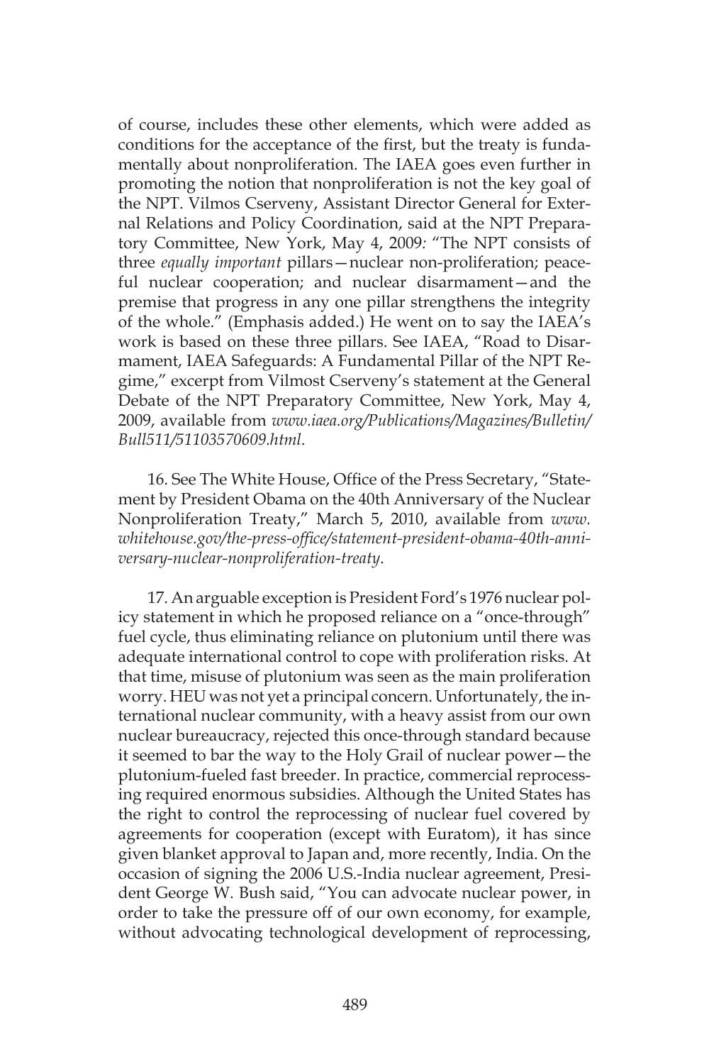of course, includes these other elements, which were added as conditions for the acceptance of the first, but the treaty is fundamentally about nonproliferation. The IAEA goes even further in promoting the notion that nonproliferation is not the key goal of the NPT. Vilmos Cserveny, Assistant Director General for External Relations and Policy Coordination, said at the NPT Preparatory Committee, New York, May 4, 2009*:* "The NPT consists of three *equally important* pillars—nuclear non-proliferation; peaceful nuclear cooperation; and nuclear disarmament—and the premise that progress in any one pillar strengthens the integrity of the whole." (Emphasis added.) He went on to say the IAEA's work is based on these three pillars. See IAEA, "Road to Disarmament, IAEA Safeguards: A Fundamental Pillar of the NPT Regime," excerpt from Vilmost Cserveny's statement at the General Debate of the NPT Preparatory Committee, New York, May 4, 2009, available from *www.iaea.org/Publications/Magazines/Bulletin/Bull511/51103570609.html*.

16. See The White House, Office of the Press Secretary, "Statement by President Obama on the 40th Anniversary of the Nuclear Nonproliferation Treaty," March 5, 2010, available from *www.whitehouse.gov/the-press-office/statement-president-obama-40th-anniversary-nuclear-nonproliferation-treaty*.

17. An arguable exception is President Ford's 1976 nuclear policy statement in which he proposed reliance on a "once-through" fuel cycle, thus eliminating reliance on plutonium until there was adequate international control to cope with proliferation risks. At that time, misuse of plutonium was seen as the main proliferation worry. HEU was not yet a principal concern. Unfortunately, the international nuclear community, with a heavy assist from our own nuclear bureaucracy, rejected this once-through standard because it seemed to bar the way to the Holy Grail of nuclear power—the plutonium-fueled fast breeder. In practice, commercial reprocessing required enormous subsidies. Although the United States has the right to control the reprocessing of nuclear fuel covered by agreements for cooperation (except with Euratom), it has since given blanket approval to Japan and, more recently, India. On the occasion of signing the 2006 U.S.-India nuclear agreement, President George W. Bush said, "You can advocate nuclear power, in order to take the pressure off of our own economy, for example, without advocating technological development of reprocessing,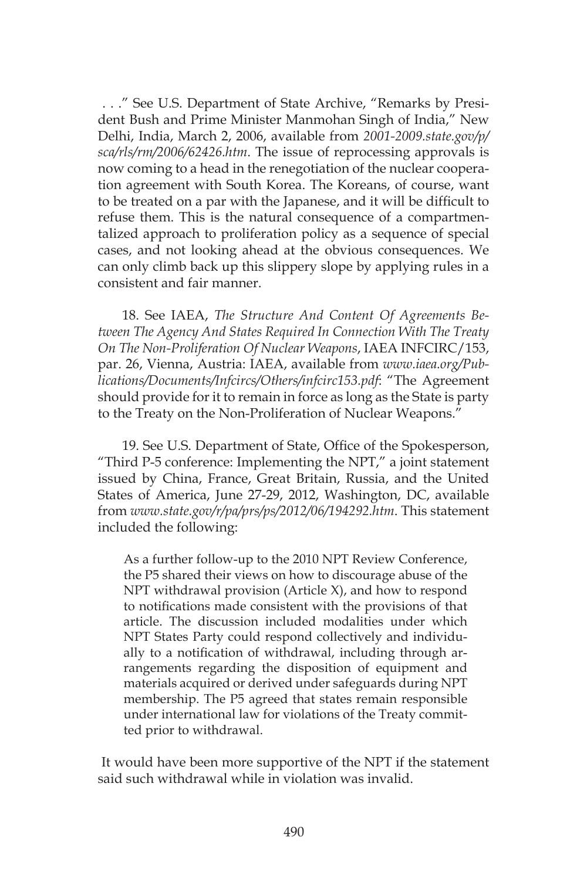. . ." See U.S. Department of State Archive, "Remarks by President Bush and Prime Minister Manmohan Singh of India," New Delhi, India, March 2, 2006, available from *2001-2009.state.gov/p/sca/rls/rm/2006/62426.htm*. The issue of reprocessing approvals is now coming to a head in the renegotiation of the nuclear cooperation agreement with South Korea. The Koreans, of course, want to be treated on a par with the Japanese, and it will be difficult to refuse them. This is the natural consequence of a compartmentalized approach to proliferation policy as a sequence of special cases, and not looking ahead at the obvious consequences. We can only climb back up this slippery slope by applying rules in a consistent and fair manner.

18. See IAEA, *The Structure And Content Of Agreements Between The Agency And States Required In Connection With The Treaty On The Non-Proliferation Of Nuclear Weapons*, IAEA INFCIRC/153, par. 26, Vienna, Austria: IAEA, available from *www.iaea.org/Publications/Documents/Infcircs/Others/infcirc153.pdf*: "The Agreement should provide for it to remain in force as long as the State is party to the Treaty on the Non-Proliferation of Nuclear Weapons."

19. See U.S. Department of State, Office of the Spokesperson, "Third P-5 conference: Implementing the NPT," a joint statement issued by China, France, Great Britain, Russia, and the United States of America, June 27-29, 2012, Washington, DC, available from *www.state.gov/r/pa/prs/ps/2012/06/194292.htm*. This statement included the following:

> As a further follow-up to the 2010 NPT Review Conference, the P5 shared their views on how to discourage abuse of the NPT withdrawal provision (Article X), and how to respond to notifications made consistent with the provisions of that article. The discussion included modalities under which NPT States Party could respond collectively and individually to a notification of withdrawal, including through arrangements regarding the disposition of equipment and materials acquired or derived under safeguards during NPT membership. The P5 agreed that states remain responsible under international law for violations of the Treaty committed prior to withdrawal.

It would have been more supportive of the NPT if the statement said such withdrawal while in violation was invalid.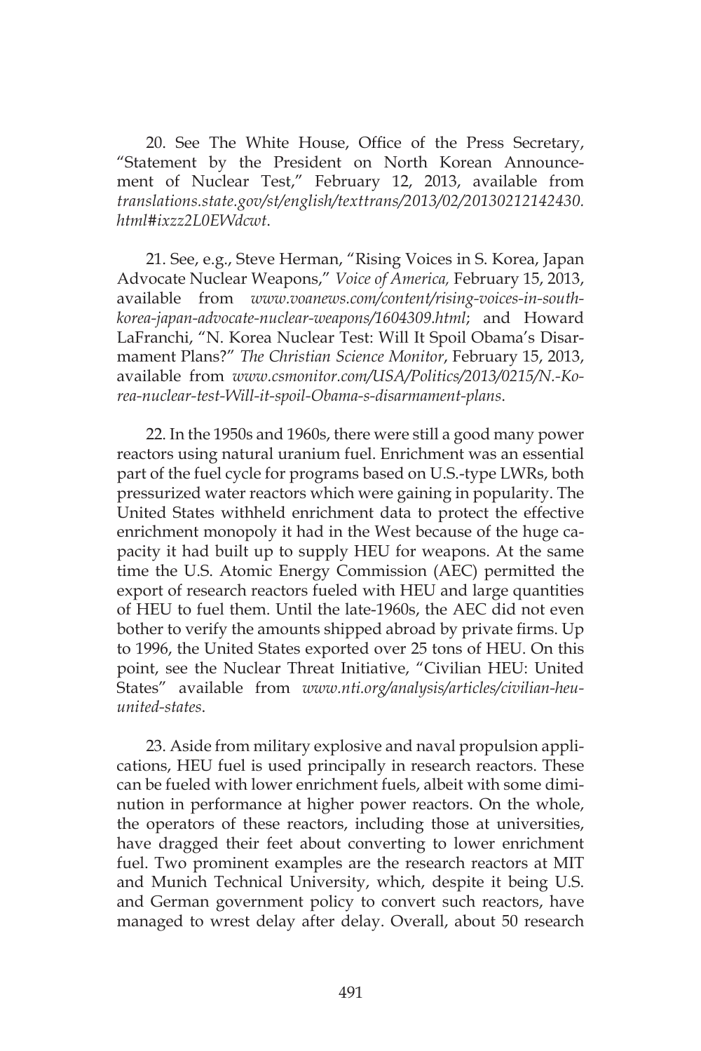20. See The White House, Office of the Press Secretary, "Statement by the President on North Korean Announcement of Nuclear Test," February 12, 2013, available from *translations.state.gov/st/english/texttrans/2013/02/20130212142430.html#ixzz2L0EWdcwt*.

21. See, e.g., Steve Herman, "Rising Voices in S. Korea, Japan Advocate Nuclear Weapons," *Voice of America,* February 15, 2013, available from *www.voanews.com/content/rising-voices-in-south-korea-japan-advocate-nuclear-weapons/1604309.html*; and Howard LaFranchi, "N. Korea Nuclear Test: Will It Spoil Obama's Disarmament Plans?" *The Christian Science Monitor*, February 15, 2013, available from *www.csmonitor.com/USA/Politics/2013/0215/N.-Korea-nuclear-test-Will-it-spoil-Obama-s-disarmament-plans*.

22. In the 1950s and 1960s, there were still a good many power reactors using natural uranium fuel. Enrichment was an essential part of the fuel cycle for programs based on U.S.-type LWRs, both pressurized water reactors which were gaining in popularity. The United States withheld enrichment data to protect the effective enrichment monopoly it had in the West because of the huge capacity it had built up to supply HEU for weapons. At the same time the U.S. Atomic Energy Commission (AEC) permitted the export of research reactors fueled with HEU and large quantities of HEU to fuel them. Until the late-1960s, the AEC did not even bother to verify the amounts shipped abroad by private firms. Up to 1996, the United States exported over 25 tons of HEU. On this point, see the Nuclear Threat Initiative, "Civilian HEU: United States" available from *www.nti.org/analysis/articles/civilian-heu-united-states*.

23. Aside from military explosive and naval propulsion applications, HEU fuel is used principally in research reactors. These can be fueled with lower enrichment fuels, albeit with some diminution in performance at higher power reactors. On the whole, the operators of these reactors, including those at universities, have dragged their feet about converting to lower enrichment fuel. Two prominent examples are the research reactors at MIT and Munich Technical University, which, despite it being U.S. and German government policy to convert such reactors, have managed to wrest delay after delay. Overall, about 50 research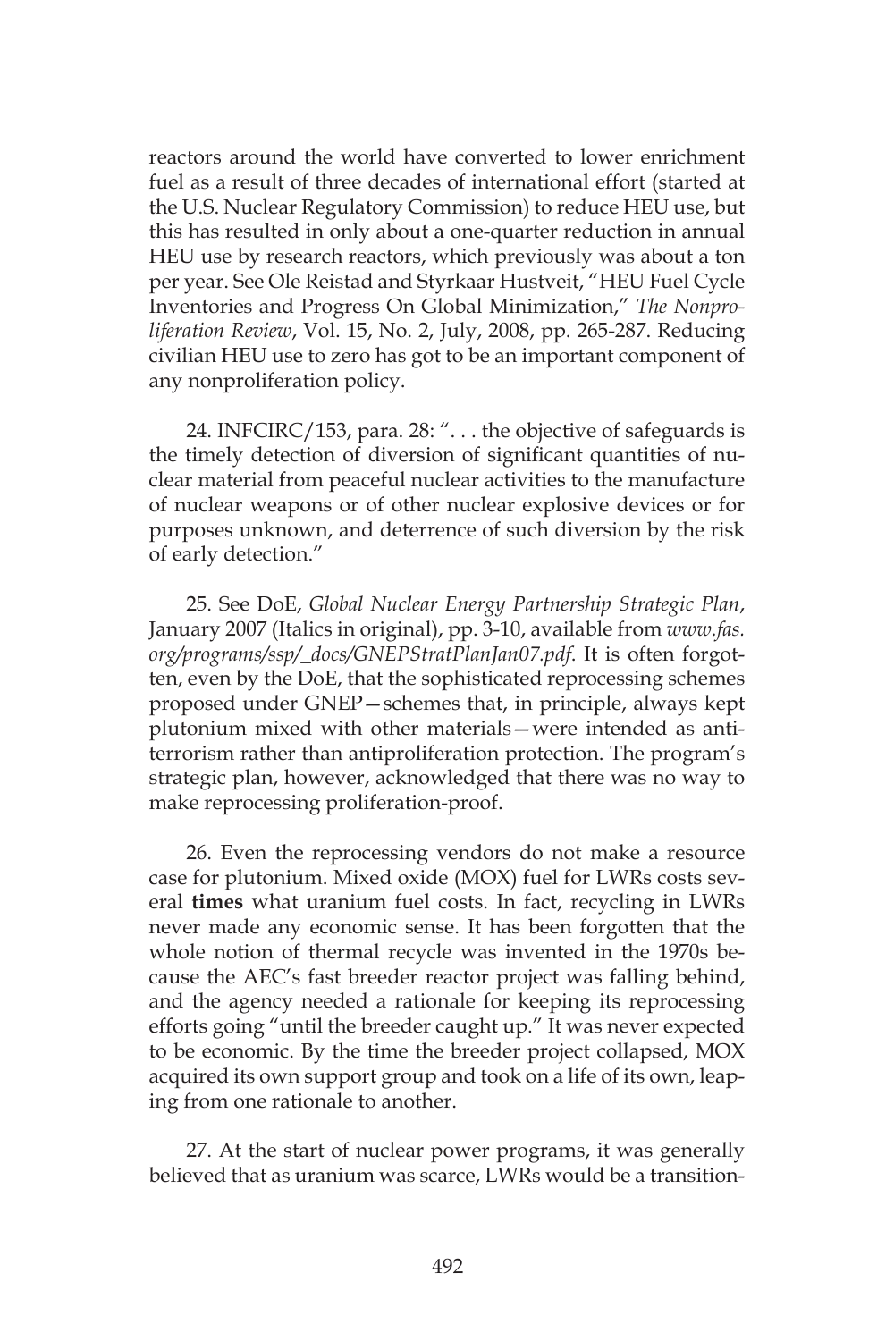reactors around the world have converted to lower enrichment fuel as a result of three decades of international effort (started at the U.S. Nuclear Regulatory Commission) to reduce HEU use, but this has resulted in only about a one-quarter reduction in annual HEU use by research reactors, which previously was about a ton per year. See Ole Reistad and Styrkaar Hustveit, "HEU Fuel Cycle Inventories and Progress On Global Minimization," *The Nonproliferation Review*, Vol. 15, No. 2, July, 2008, pp. 265-287. Reducing civilian HEU use to zero has got to be an important component of any nonproliferation policy.

24. INFCIRC/153, para. 28: ". . . the objective of safeguards is the timely detection of diversion of significant quantities of nuclear material from peaceful nuclear activities to the manufacture of nuclear weapons or of other nuclear explosive devices or for purposes unknown, and deterrence of such diversion by the risk of early detection."

25. See DoE, *Global Nuclear Energy Partnership Strategic Plan*, January 2007 (Italics in original), pp. 3-10, available from *www.fas.org/programs/ssp/_docs/GNEPStratPlanJan07.pdf*. It is often forgotten, even by the DoE, that the sophisticated reprocessing schemes proposed under GNEP—schemes that, in principle, always kept plutonium mixed with other materials—were intended as antiterrorism rather than antiproliferation protection. The program's strategic plan, however, acknowledged that there was no way to make reprocessing proliferation-proof.

26. Even the reprocessing vendors do not make a resource case for plutonium. Mixed oxide (MOX) fuel for LWRs costs several **times** what uranium fuel costs. In fact, recycling in LWRs never made any economic sense. It has been forgotten that the whole notion of thermal recycle was invented in the 1970s because the AEC's fast breeder reactor project was falling behind, and the agency needed a rationale for keeping its reprocessing efforts going "until the breeder caught up." It was never expected to be economic. By the time the breeder project collapsed, MOX acquired its own support group and took on a life of its own, leaping from one rationale to another.

27. At the start of nuclear power programs, it was generally believed that as uranium was scarce, LWRs would be a transition-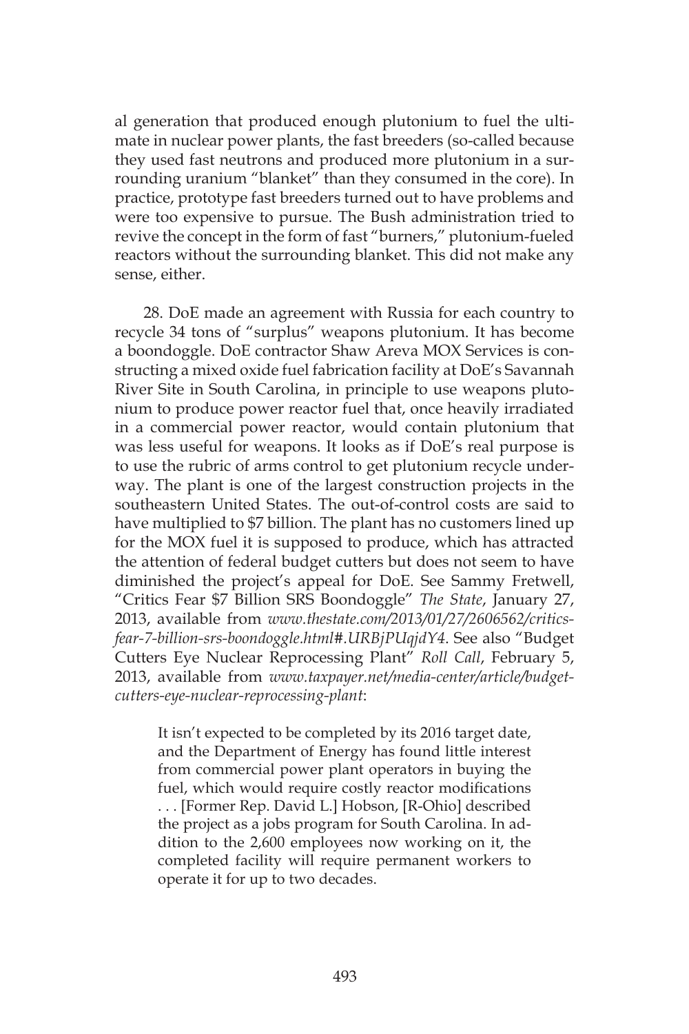al generation that produced enough plutonium to fuel the ultimate in nuclear power plants, the fast breeders (so-called because they used fast neutrons and produced more plutonium in a surrounding uranium "blanket" than they consumed in the core). In practice, prototype fast breeders turned out to have problems and were too expensive to pursue. The Bush administration tried to revive the concept in the form of fast "burners," plutonium-fueled reactors without the surrounding blanket. This did not make any sense, either.

28. DoE made an agreement with Russia for each country to recycle 34 tons of "surplus" weapons plutonium. It has become a boondoggle. DoE contractor Shaw Areva MOX Services is constructing a mixed oxide fuel fabrication facility at DoE's Savannah River Site in South Carolina, in principle to use weapons plutonium to produce power reactor fuel that, once heavily irradiated in a commercial power reactor, would contain plutonium that was less useful for weapons. It looks as if DoE's real purpose is to use the rubric of arms control to get plutonium recycle underway. The plant is one of the largest construction projects in the southeastern United States. The out-of-control costs are said to have multiplied to $7 billion. The plant has no customers lined up for the MOX fuel it is supposed to produce, which has attracted the attention of federal budget cutters but does not seem to have diminished the project's appeal for DoE. See Sammy Fretwell, "Critics Fear $7 Billion SRS Boondoggle" *The State*, January 27, 2013, available from *www.thestate.com/2013/01/27/2606562/critics-fear-7-billion-srs-boondoggle.html#.URBjPUqjdY4*. See also "Budget Cutters Eye Nuclear Reprocessing Plant" *Roll Call*, February 5, 2013, available from *www.taxpayer.net/media-center/article/budget-cutters-eye-nuclear-reprocessing-plant*:

> It isn't expected to be completed by its 2016 target date, and the Department of Energy has found little interest from commercial power plant operators in buying the fuel, which would require costly reactor modifications . . . [Former Rep. David L.] Hobson, [R-Ohio] described the project as a jobs program for South Carolina. In addition to the 2,600 employees now working on it, the completed facility will require permanent workers to operate it for up to two decades.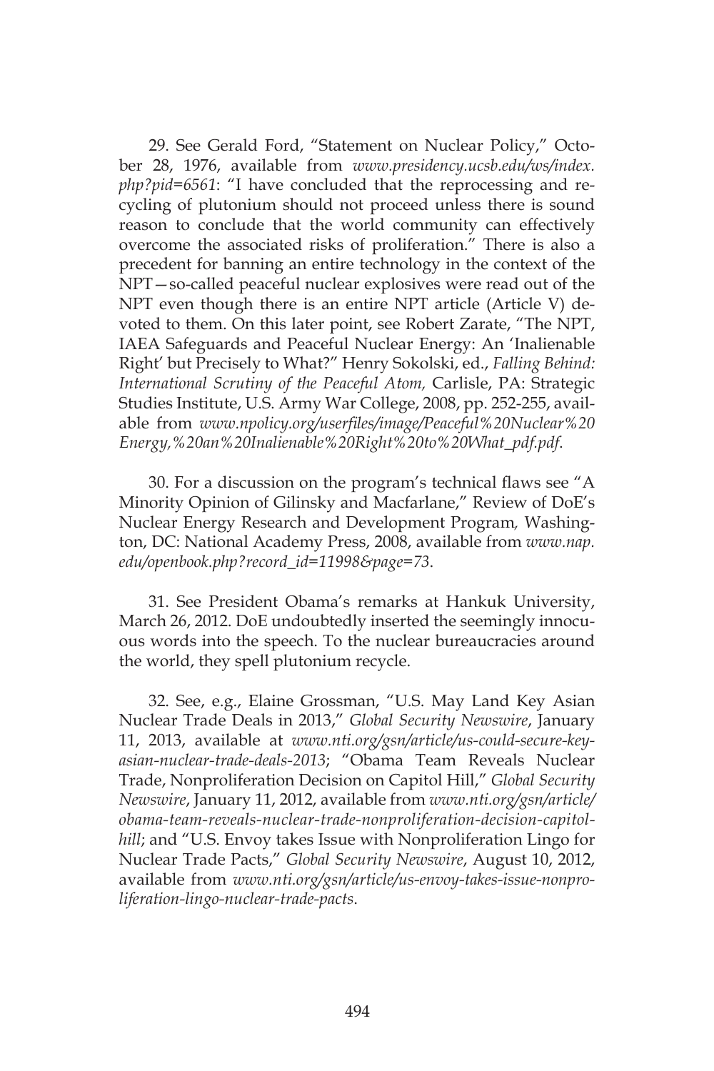29. See Gerald Ford, "Statement on Nuclear Policy," October 28, 1976, available from *www.presidency.ucsb.edu/ws/index.php?pid=6561*: "I have concluded that the reprocessing and recycling of plutonium should not proceed unless there is sound reason to conclude that the world community can effectively overcome the associated risks of proliferation." There is also a precedent for banning an entire technology in the context of the NPT—so-called peaceful nuclear explosives were read out of the NPT even though there is an entire NPT article (Article V) devoted to them. On this later point, see Robert Zarate, "The NPT, IAEA Safeguards and Peaceful Nuclear Energy: An 'Inalienable Right' but Precisely to What?" Henry Sokolski, ed., *Falling Behind: International Scrutiny of the Peaceful Atom,* Carlisle, PA: Strategic Studies Institute, U.S. Army War College, 2008, pp. 252-255, available from *www.npolicy.org/userfiles/image/Peaceful%20Nuclear%20Energy,%20an%20Inalienable%20Right%20to%20What_pdf.pdf*.

30. For a discussion on the program's technical flaws see "A Minority Opinion of Gilinsky and Macfarlane," Review of DoE's Nuclear Energy Research and Development Program*,* Washington, DC: National Academy Press, 2008, available from *www.nap.edu/openbook.php?record_id=11998&page=73*.

31. See President Obama's remarks at Hankuk University, March 26, 2012. DoE undoubtedly inserted the seemingly innocuous words into the speech. To the nuclear bureaucracies around the world, they spell plutonium recycle.

32. See, e.g., Elaine Grossman, "U.S. May Land Key Asian Nuclear Trade Deals in 2013," *Global Security Newswire*, January 11, 2013, available at *www.nti.org/gsn/article/us-could-secure-key-asian-nuclear-trade-deals-2013*; "Obama Team Reveals Nuclear Trade, Nonproliferation Decision on Capitol Hill," *Global Security Newswire*, January 11, 2012, available from *www.nti.org/gsn/article/obama-team-reveals-nuclear-trade-nonproliferation-decision-capitol-hill*; and "U.S. Envoy takes Issue with Nonproliferation Lingo for Nuclear Trade Pacts," *Global Security Newswire*, August 10, 2012, available from *www.nti.org/gsn/article/us-envoy-takes-issue-nonproliferation-lingo-nuclear-trade-pacts*.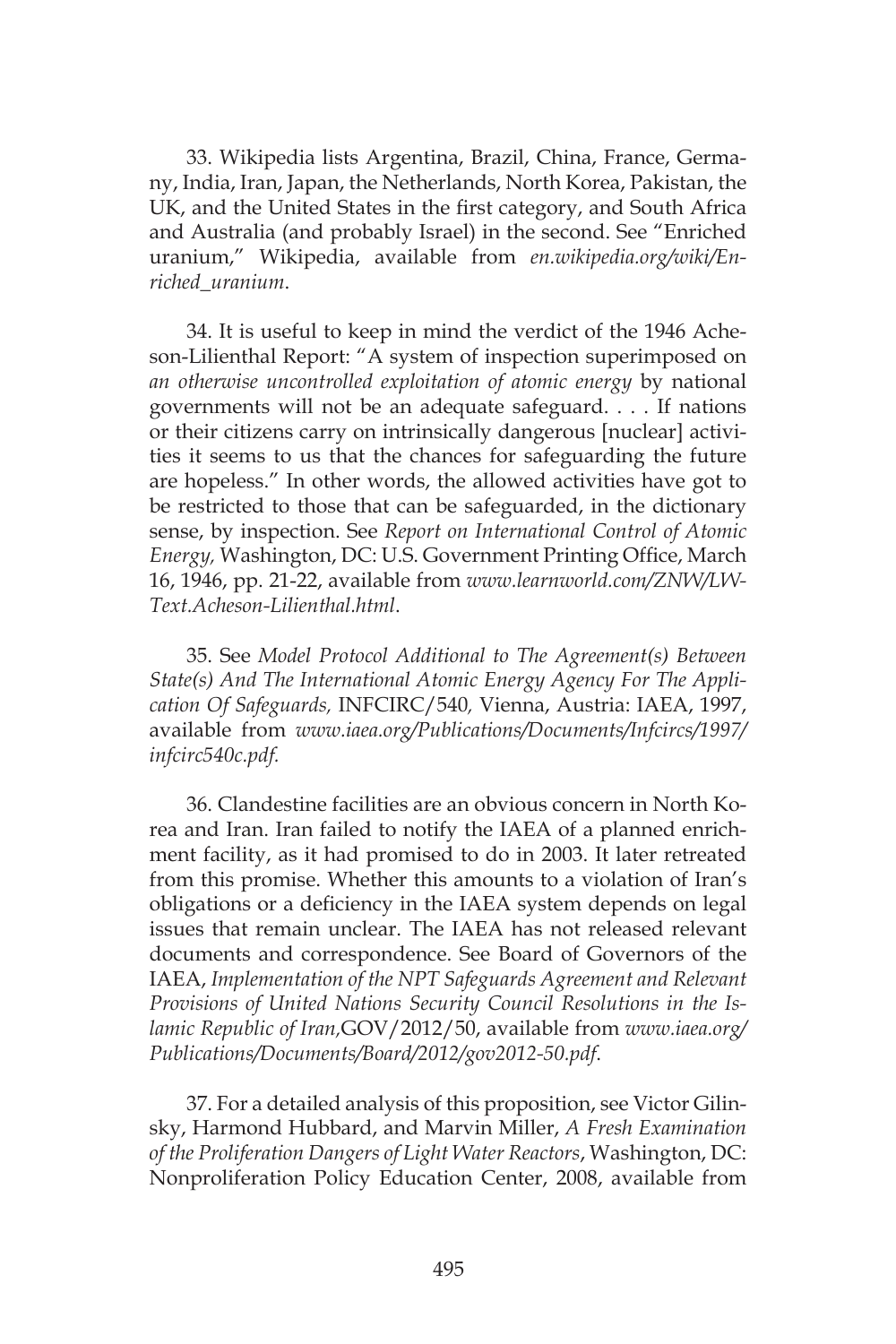33. Wikipedia lists Argentina, Brazil, China, France, Germany, India, Iran, Japan, the Netherlands, North Korea, Pakistan, the UK, and the United States in the first category, and South Africa and Australia (and probably Israel) in the second. See "Enriched uranium," Wikipedia, available from *en.wikipedia.org/wiki/Enriched_uranium*.

34. It is useful to keep in mind the verdict of the 1946 Acheson-Lilienthal Report: "A system of inspection superimposed on *an otherwise uncontrolled exploitation of atomic energy* by national governments will not be an adequate safeguard. . . . If nations or their citizens carry on intrinsically dangerous [nuclear] activities it seems to us that the chances for safeguarding the future are hopeless." In other words, the allowed activities have got to be restricted to those that can be safeguarded, in the dictionary sense, by inspection. See *Report on International Control of Atomic Energy,* Washington, DC: U.S. Government Printing Office, March 16, 1946, pp. 21-22, available from *www.learnworld.com/ZNW/LW-Text.Acheson-Lilienthal.html*.

35. See *Model Protocol Additional to The Agreement(s) Between State(s) And The International Atomic Energy Agency For The Application Of Safeguards,* INFCIRC/540*,* Vienna, Austria: IAEA, 1997, available from *www.iaea.org/Publications/Documents/Infcircs/1997/infcirc540c.pdf.*

36. Clandestine facilities are an obvious concern in North Korea and Iran. Iran failed to notify the IAEA of a planned enrichment facility, as it had promised to do in 2003. It later retreated from this promise. Whether this amounts to a violation of Iran's obligations or a deficiency in the IAEA system depends on legal issues that remain unclear. The IAEA has not released relevant documents and correspondence. See Board of Governors of the IAEA, *Implementation of the NPT Safeguards Agreement and Relevant Provisions of United Nations Security Council Resolutions in the Islamic Republic of Iran,*GOV/2012/50, available from *www.iaea.org/Publications/Documents/Board/2012/gov2012-50.pdf.*

37. For a detailed analysis of this proposition, see Victor Gilinsky, Harmond Hubbard, and Marvin Miller, *A Fresh Examination of the Proliferation Dangers of Light Water Reactors*, Washington, DC: Nonproliferation Policy Education Center, 2008, available from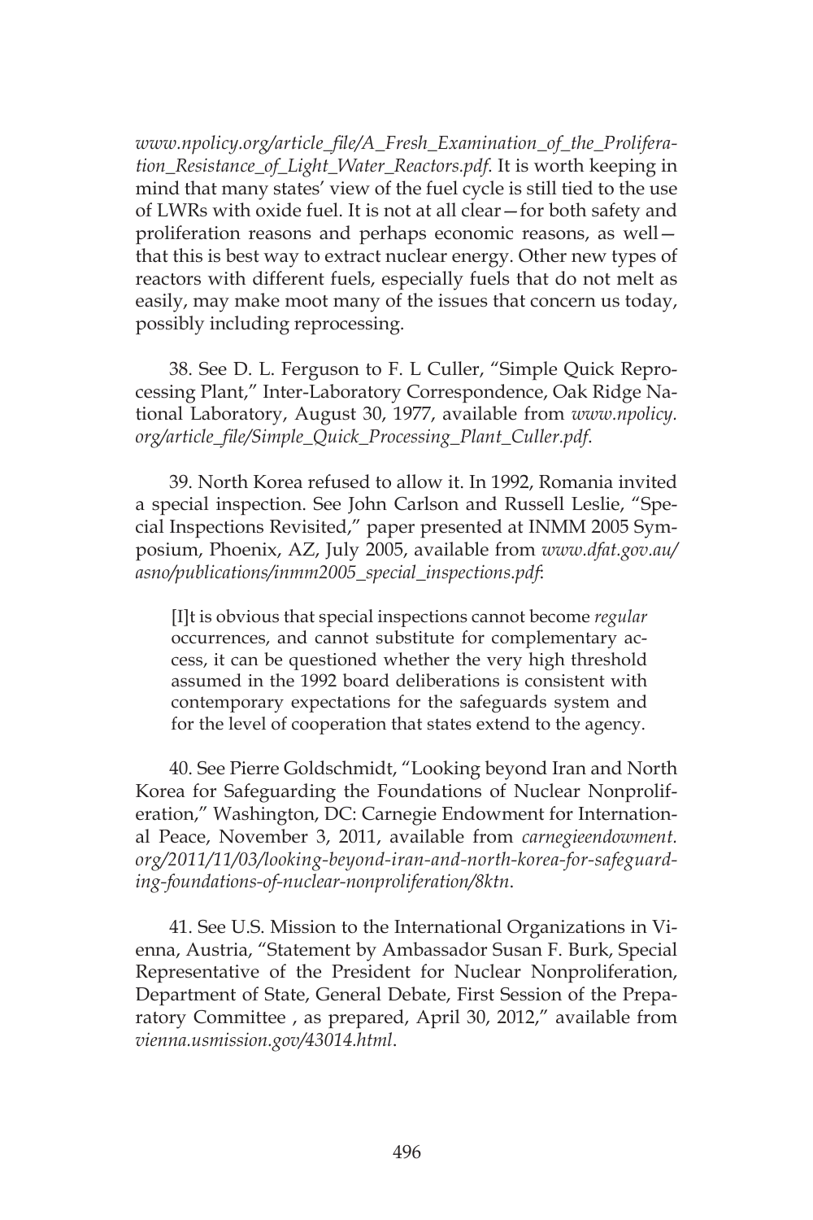*www.npolicy.org/article_file/A_Fresh_Examination_of_the_Proliferation_Resistance_of_Light_Water_Reactors.pdf*. It is worth keeping in mind that many states' view of the fuel cycle is still tied to the use of LWRs with oxide fuel. It is not at all clear—for both safety and proliferation reasons and perhaps economic reasons, as well—that this is best way to extract nuclear energy. Other new types of reactors with different fuels, especially fuels that do not melt as easily, may make moot many of the issues that concern us today, possibly including reprocessing.

38. See D. L. Ferguson to F. L Culler, "Simple Quick Reprocessing Plant," Inter-Laboratory Correspondence, Oak Ridge National Laboratory, August 30, 1977, available from *www.npolicy.org/article_file/Simple_Quick_Processing_Plant_Culler.pdf*.

39. North Korea refused to allow it. In 1992, Romania invited a special inspection. See John Carlson and Russell Leslie, "Special Inspections Revisited," paper presented at INMM 2005 Symposium, Phoenix, AZ, July 2005, available from *www.dfat.gov.au/asno/publications/inmm2005_special_inspections.pdf*:

> [I]t is obvious that special inspections cannot become *regular* occurrences, and cannot substitute for complementary access, it can be questioned whether the very high threshold assumed in the 1992 board deliberations is consistent with contemporary expectations for the safeguards system and for the level of cooperation that states extend to the agency.

40. See Pierre Goldschmidt, "Looking beyond Iran and North Korea for Safeguarding the Foundations of Nuclear Nonproliferation," Washington, DC: Carnegie Endowment for International Peace, November 3, 2011, available from *carnegieendowment.org/2011/11/03/looking-beyond-iran-and-north-korea-for-safeguarding-foundations-of-nuclear-nonproliferation/8ktn*.

41. See U.S. Mission to the International Organizations in Vienna, Austria, "Statement by Ambassador Susan F. Burk, Special Representative of the President for Nuclear Nonproliferation, Department of State, General Debate, First Session of the Preparatory Committee , as prepared, April 30, 2012," available from *vienna.usmission.gov/43014.html*.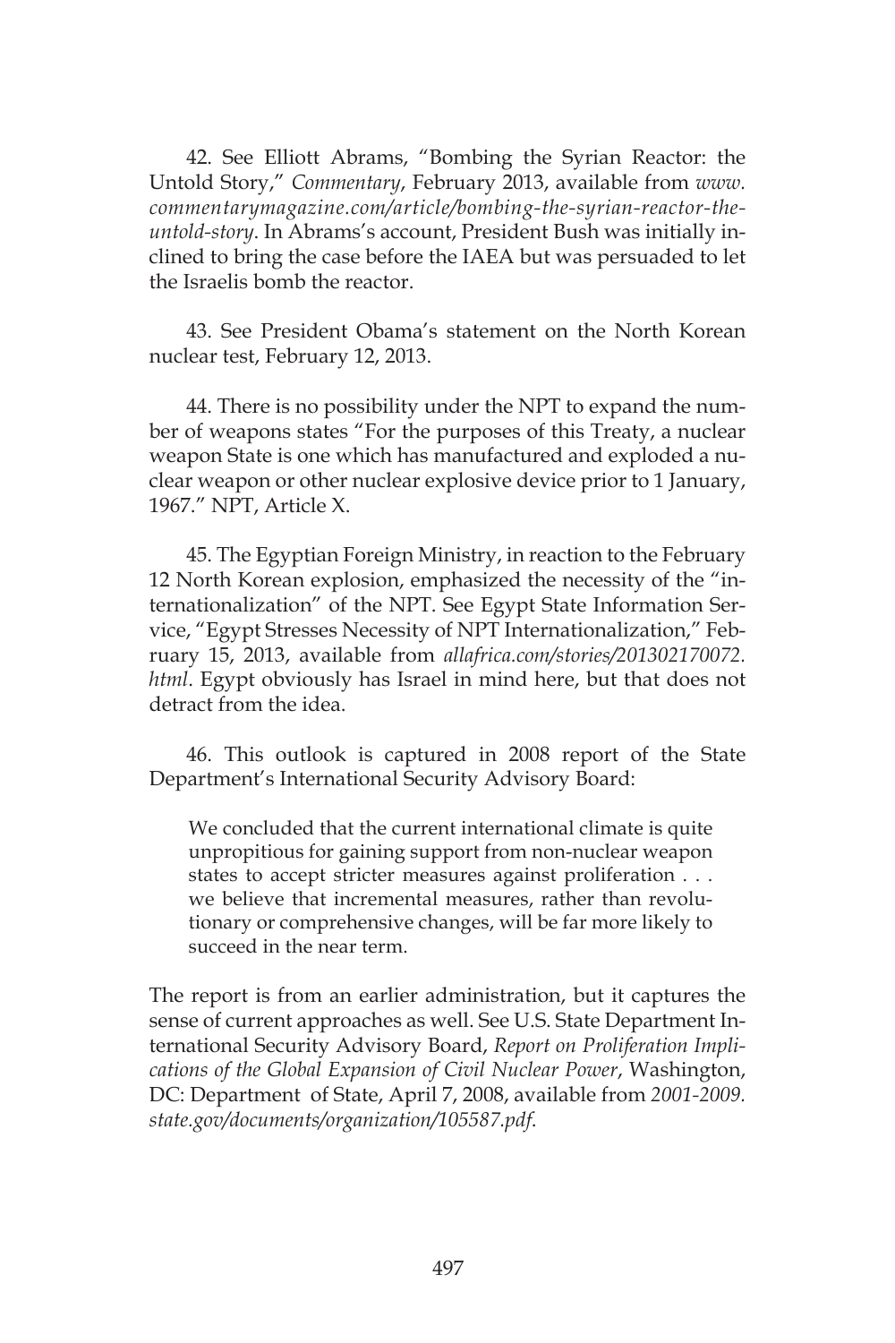42. See Elliott Abrams, "Bombing the Syrian Reactor: the Untold Story," *Commentary*, February 2013, available from *www.commentarymagazine.com/article/bombing-the-syrian-reactor-the-untold-story*. In Abrams's account, President Bush was initially inclined to bring the case before the IAEA but was persuaded to let the Israelis bomb the reactor.

43. See President Obama's statement on the North Korean nuclear test, February 12, 2013.

44. There is no possibility under the NPT to expand the number of weapons states "For the purposes of this Treaty, a nuclear weapon State is one which has manufactured and exploded a nuclear weapon or other nuclear explosive device prior to 1 January, 1967." NPT, Article X.

45. The Egyptian Foreign Ministry, in reaction to the February 12 North Korean explosion, emphasized the necessity of the "internationalization" of the NPT. See Egypt State Information Service, "Egypt Stresses Necessity of NPT Internationalization," February 15, 2013, available from *allafrica.com/stories/201302170072.html*. Egypt obviously has Israel in mind here, but that does not detract from the idea.

46. This outlook is captured in 2008 report of the State Department's International Security Advisory Board:

> We concluded that the current international climate is quite unpropitious for gaining support from non-nuclear weapon states to accept stricter measures against proliferation . . . we believe that incremental measures, rather than revolutionary or comprehensive changes, will be far more likely to succeed in the near term.

The report is from an earlier administration, but it captures the sense of current approaches as well. See U.S. State Department International Security Advisory Board, *Report on Proliferation Implications of the Global Expansion of Civil Nuclear Power*, Washington, DC: Department of State, April 7, 2008, available from *2001-2009.state.gov/documents/organization/105587.pdf*.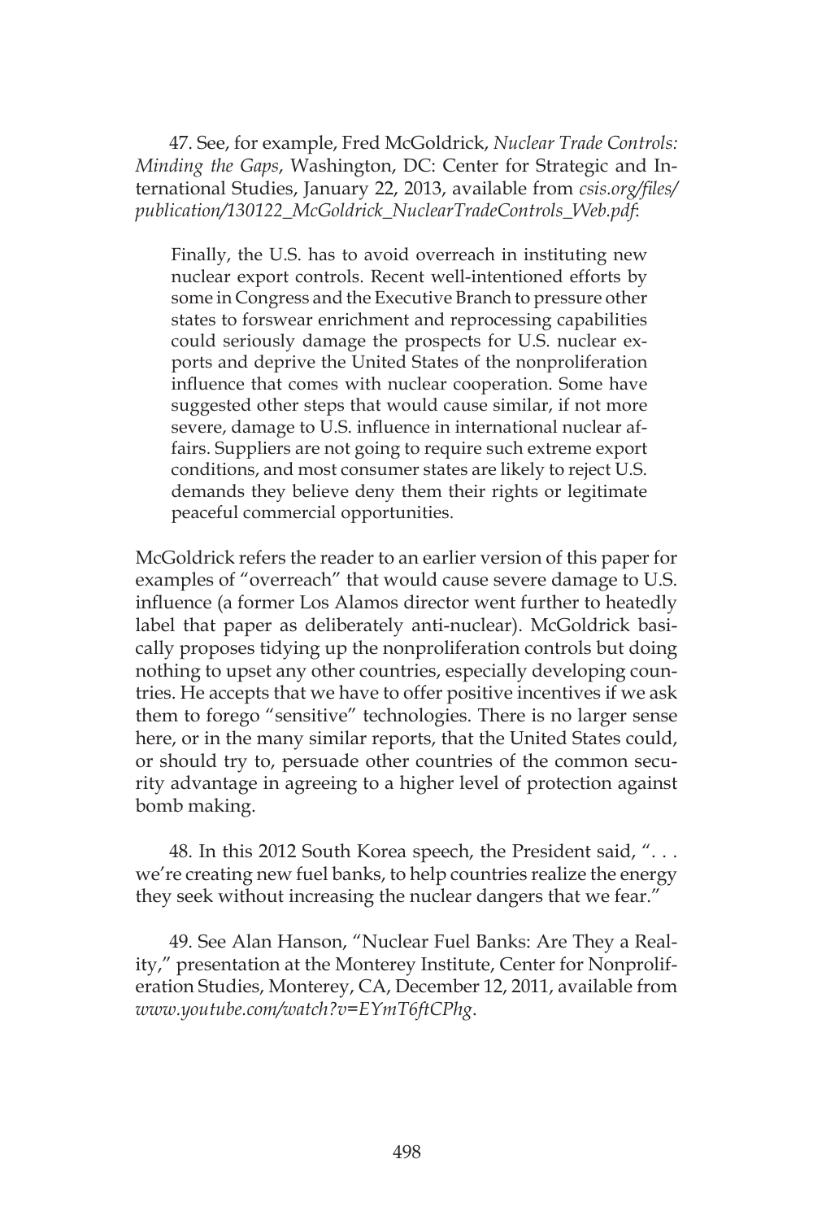47. See, for example, Fred McGoldrick, *Nuclear Trade Controls: Minding the Gaps*, Washington, DC: Center for Strategic and International Studies, January 22, 2013, available from *csis.org/files/publication/130122_McGoldrick_NuclearTradeControls_Web.pdf*:

> Finally, the U.S. has to avoid overreach in instituting new nuclear export controls. Recent well-intentioned efforts by some in Congress and the Executive Branch to pressure other states to forswear enrichment and reprocessing capabilities could seriously damage the prospects for U.S. nuclear exports and deprive the United States of the nonproliferation influence that comes with nuclear cooperation. Some have suggested other steps that would cause similar, if not more severe, damage to U.S. influence in international nuclear affairs. Suppliers are not going to require such extreme export conditions, and most consumer states are likely to reject U.S. demands they believe deny them their rights or legitimate peaceful commercial opportunities.

McGoldrick refers the reader to an earlier version of this paper for examples of "overreach" that would cause severe damage to U.S. influence (a former Los Alamos director went further to heatedly label that paper as deliberately anti-nuclear). McGoldrick basically proposes tidying up the nonproliferation controls but doing nothing to upset any other countries, especially developing countries. He accepts that we have to offer positive incentives if we ask them to forego "sensitive" technologies. There is no larger sense here, or in the many similar reports, that the United States could, or should try to, persuade other countries of the common security advantage in agreeing to a higher level of protection against bomb making.

48. In this 2012 South Korea speech, the President said, ". . . we're creating new fuel banks, to help countries realize the energy they seek without increasing the nuclear dangers that we fear."

49. See Alan Hanson, "Nuclear Fuel Banks: Are They a Reality," presentation at the Monterey Institute, Center for Nonproliferation Studies, Monterey, CA, December 12, 2011, available from *www.youtube.com/watch?v=EYmT6ftCPhg*.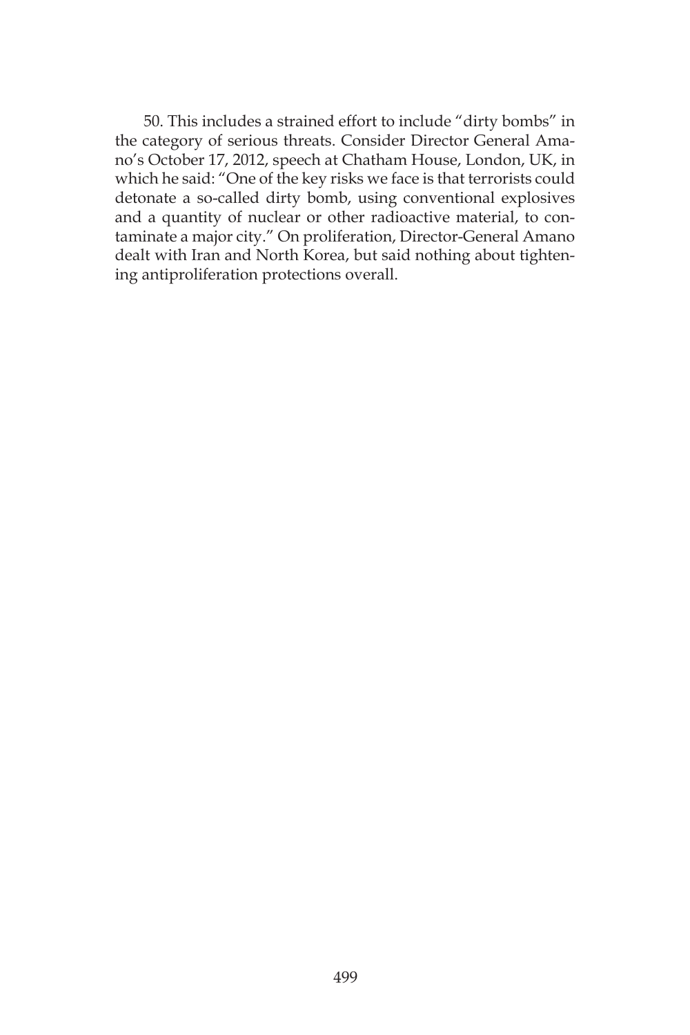50. This includes a strained effort to include "dirty bombs" in the category of serious threats. Consider Director General Amano's October 17, 2012, speech at Chatham House, London, UK, in which he said: "One of the key risks we face is that terrorists could detonate a so-called dirty bomb, using conventional explosives and a quantity of nuclear or other radioactive material, to contaminate a major city." On proliferation, Director-General Amano dealt with Iran and North Korea, but said nothing about tightening antiproliferation protections overall.